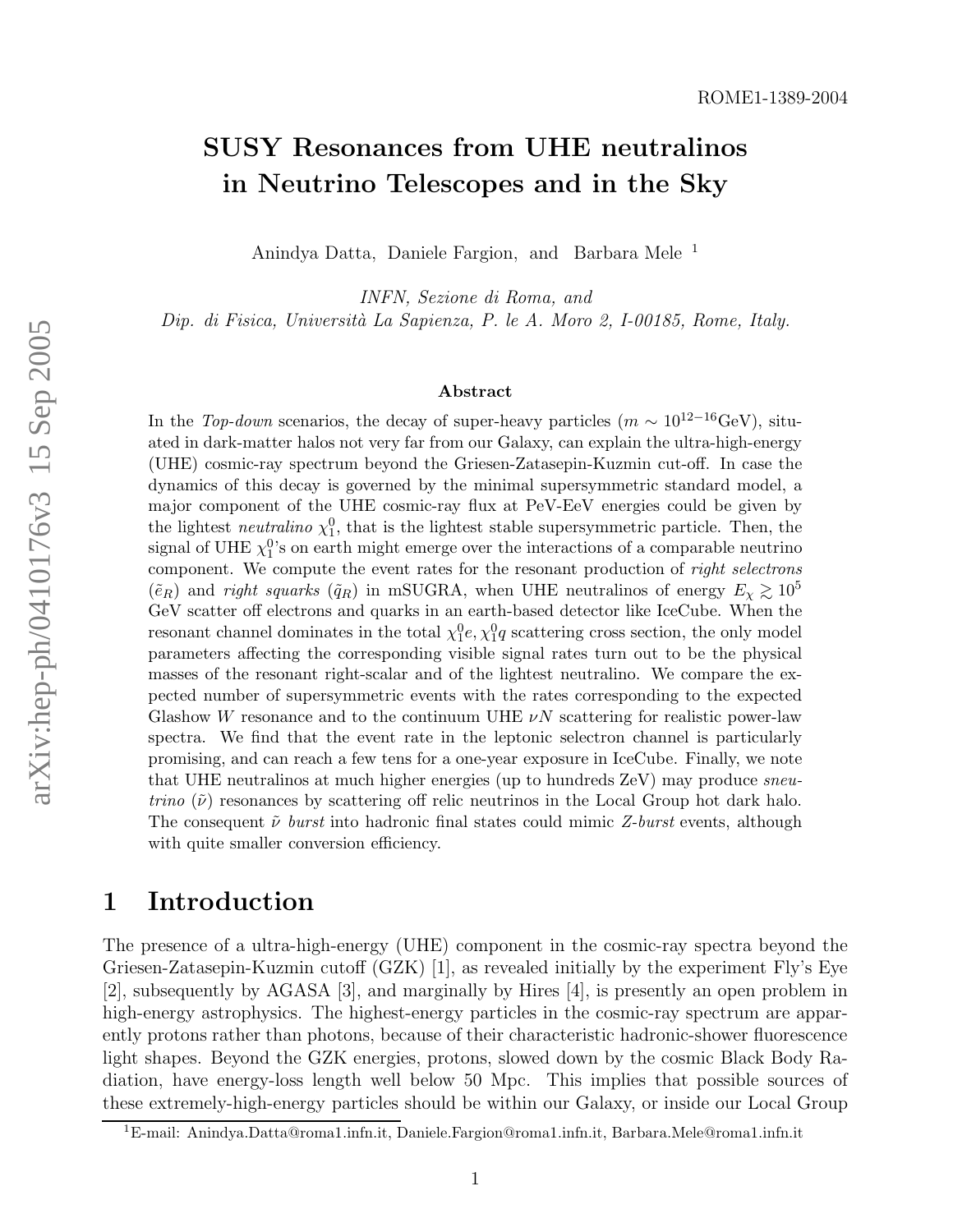ROME1-1389-2004

# SUSY Resonances from UHE neutralinos in Neutrino Telescopes and in the Sky

Anindya Datta, Daniele Fargion, and Barbara Mele [1]

*INFN, Sezione di Roma, and*
*Dip. di Fisica, Università La Sapienza, P. le A. Moro 2, I-00185, Rome, Italy.*

### Abstract

In the *Top-down* scenarios, the decay of super-heavy particles ($m \sim 10^{12-16}$GeV), situated in dark-matter halos not very far from our Galaxy, can explain the ultra-high-energy (UHE) cosmic-ray spectrum beyond the Griesen-Zatasepin-Kuzmin cut-off. In case the dynamics of this decay is governed by the minimal supersymmetric standard model, a major component of the UHE cosmic-ray flux at PeV-EeV energies could be given by the lightest *neutralino* $\chi_1^0$, that is the lightest stable supersymmetric particle. Then, the signal of UHE $\chi_1^0$'s on earth might emerge over the interactions of a comparable neutrino component. We compute the event rates for the resonant production of *right selectrons* ($\tilde{e}_R$) and *right squarks* ($\tilde{q}_R$) in mSUGRA, when UHE neutralinos of energy $E_\chi \gtrsim 10^5$ GeV scatter off electrons and quarks in an earth-based detector like IceCube. When the resonant channel dominates in the total $\chi_1^0 e, \chi_1^0 q$ scattering cross section, the only model parameters affecting the corresponding visible signal rates turn out to be the physical masses of the resonant right-scalar and of the lightest neutralino. We compare the expected number of supersymmetric events with the rates corresponding to the expected Glashow $W$ resonance and to the continuum UHE $\nu N$ scattering for realistic power-law spectra. We find that the event rate in the leptonic selectron channel is particularly promising, and can reach a few tens for a one-year exposure in IceCube. Finally, we note that UHE neutralinos at much higher energies (up to hundreds ZeV) may produce *sneutrino* ($\tilde{\nu}$) resonances by scattering off relic neutrinos in the Local Group hot dark halo. The consequent $\tilde{\nu}$ *burst* into hadronic final states could mimic *Z-burst* events, although with quite smaller conversion efficiency.

## 1 Introduction

The presence of a ultra-high-energy (UHE) component in the cosmic-ray spectra beyond the Griesen-Zatasepin-Kuzmin cutoff (GZK) [1], as revealed initially by the experiment Fly's Eye [2], subsequently by AGASA [3], and marginally by Hires [4], is presently an open problem in high-energy astrophysics. The highest-energy particles in the cosmic-ray spectrum are apparently protons rather than photons, because of their characteristic hadronic-shower fluorescence light shapes. Beyond the GZK energies, protons, slowed down by the cosmic Black Body Radiation, have energy-loss length well below 50 Mpc. This implies that possible sources of these extremely-high-energy particles should be within our Galaxy, or inside our Local Group

[1] E-mail: Anindya.Datta@roma1.infn.it, Daniele.Fargion@roma1.infn.it, Barbara.Mele@roma1.infn.it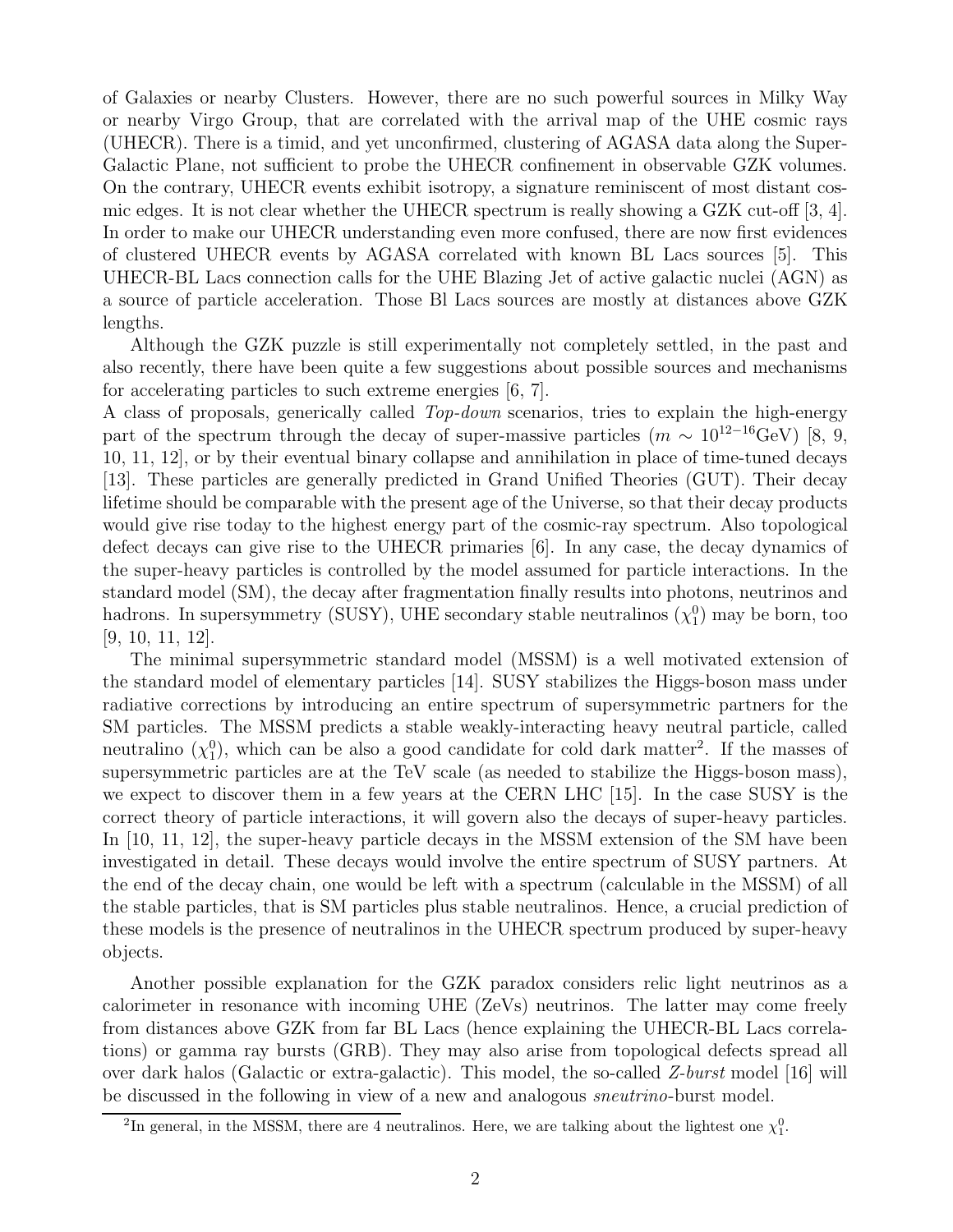of Galaxies or nearby Clusters. However, there are no such powerful sources in Milky Way or nearby Virgo Group, that are correlated with the arrival map of the UHE cosmic rays (UHECR). There is a timid, and yet unconfirmed, clustering of AGASA data along the Super-Galactic Plane, not sufficient to probe the UHECR confinement in observable GZK volumes. On the contrary, UHECR events exhibit isotropy, a signature reminiscent of most distant cosmic edges. It is not clear whether the UHECR spectrum is really showing a GZK cut-off [3, 4]. In order to make our UHECR understanding even more confused, there are now first evidences of clustered UHECR events by AGASA correlated with known BL Lacs sources [5]. This UHECR-BL Lacs connection calls for the UHE Blazing Jet of active galactic nuclei (AGN) as a source of particle acceleration. Those Bl Lacs sources are mostly at distances above GZK lengths.

Although the GZK puzzle is still experimentally not completely settled, in the past and also recently, there have been quite a few suggestions about possible sources and mechanisms for accelerating particles to such extreme energies [6, 7].
A class of proposals, generically called *Top-down* scenarios, tries to explain the high-energy part of the spectrum through the decay of super-massive particles ($m \sim 10^{12-16}$GeV) [8, 9, 10, 11, 12], or by their eventual binary collapse and annihilation in place of time-tuned decays [13]. These particles are generally predicted in Grand Unified Theories (GUT). Their decay lifetime should be comparable with the present age of the Universe, so that their decay products would give rise today to the highest energy part of the cosmic-ray spectrum. Also topological defect decays can give rise to the UHECR primaries [6]. In any case, the decay dynamics of the super-heavy particles is controlled by the model assumed for particle interactions. In the standard model (SM), the decay after fragmentation finally results into photons, neutrinos and hadrons. In supersymmetry (SUSY), UHE secondary stable neutralinos ($\chi_1^0$) may be born, too [9, 10, 11, 12].

The minimal supersymmetric standard model (MSSM) is a well motivated extension of the standard model of elementary particles [14]. SUSY stabilizes the Higgs-boson mass under radiative corrections by introducing an entire spectrum of supersymmetric partners for the SM particles. The MSSM predicts a stable weakly-interacting heavy neutral particle, called neutralino ($\chi_1^0$), which can be also a good candidate for cold dark matter[2]. If the masses of supersymmetric particles are at the TeV scale (as needed to stabilize the Higgs-boson mass), we expect to discover them in a few years at the CERN LHC [15]. In the case SUSY is the correct theory of particle interactions, it will govern also the decays of super-heavy particles. In [10, 11, 12], the super-heavy particle decays in the MSSM extension of the SM have been investigated in detail. These decays would involve the entire spectrum of SUSY partners. At the end of the decay chain, one would be left with a spectrum (calculable in the MSSM) of all the stable particles, that is SM particles plus stable neutralinos. Hence, a crucial prediction of these models is the presence of neutralinos in the UHECR spectrum produced by super-heavy objects.

Another possible explanation for the GZK paradox considers relic light neutrinos as a calorimeter in resonance with incoming UHE (ZeVs) neutrinos. The latter may come freely from distances above GZK from far BL Lacs (hence explaining the UHECR-BL Lacs correlations) or gamma ray bursts (GRB). They may also arise from topological defects spread all over dark halos (Galactic or extra-galactic). This model, the so-called *Z-burst* model [16] will be discussed in the following in view of a new and analogous *sneutrino*-burst model.

[2] In general, in the MSSM, there are 4 neutralinos. Here, we are talking about the lightest one $\chi_1^0$.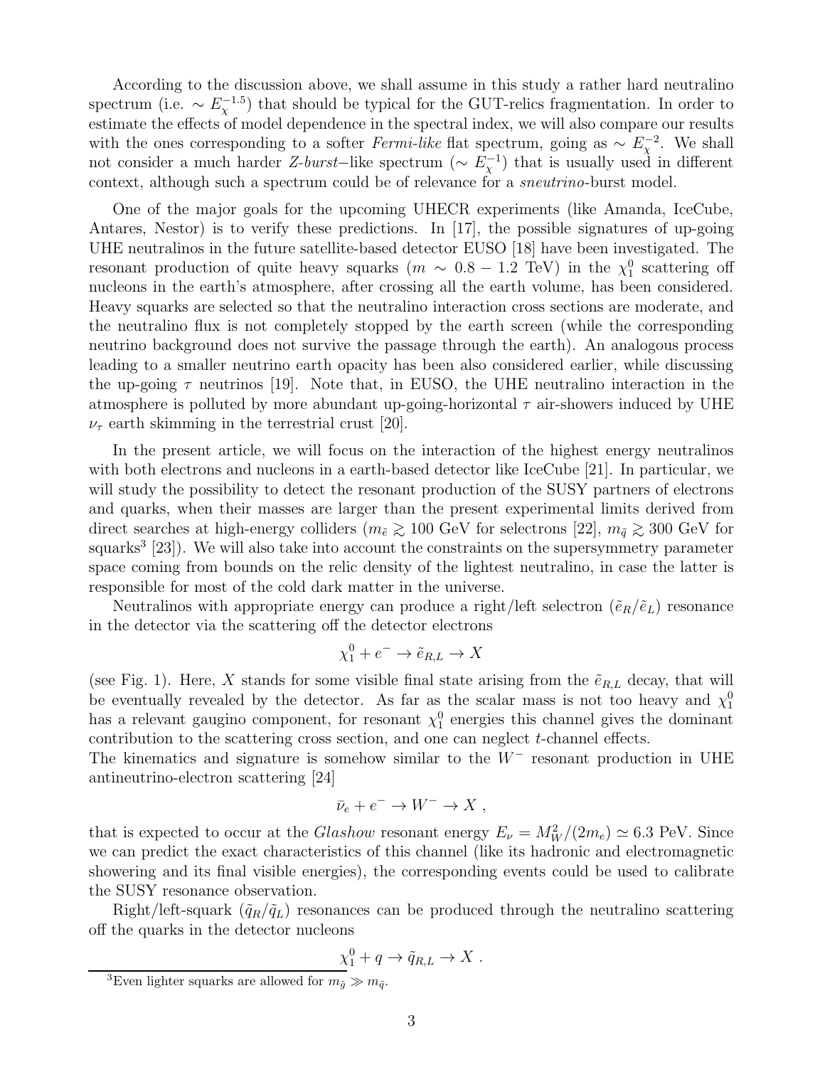According to the discussion above, we shall assume in this study a rather hard neutralino spectrum (i.e. $\sim E_\chi^{-1.5}$) that should be typical for the GUT-relics fragmentation. In order to estimate the effects of model dependence in the spectral index, we will also compare our results with the ones corresponding to a softer *Fermi-like* flat spectrum, going as $\sim E_\chi^{-2}$. We shall not consider a much harder *Z-burst*–like spectrum ($\sim E_\chi^{-1}$) that is usually used in different context, although such a spectrum could be of relevance for a *sneutrino*-burst model.

One of the major goals for the upcoming UHECR experiments (like Amanda, IceCube, Antares, Nestor) is to verify these predictions. In [17], the possible signatures of up-going UHE neutralinos in the future satellite-based detector EUSO [18] have been investigated. The resonant production of quite heavy squarks ($m \sim 0.8 - 1.2$ TeV) in the $\chi_1^0$ scattering off nucleons in the earth's atmosphere, after crossing all the earth volume, has been considered. Heavy squarks are selected so that the neutralino interaction cross sections are moderate, and the neutralino flux is not completely stopped by the earth screen (while the corresponding neutrino background does not survive the passage through the earth). An analogous process leading to a smaller neutrino earth opacity has been also considered earlier, while discussing the up-going $\tau$ neutrinos [19]. Note that, in EUSO, the UHE neutralino interaction in the atmosphere is polluted by more abundant up-going-horizontal $\tau$ air-showers induced by UHE $\nu_\tau$ earth skimming in the terrestrial crust [20].

In the present article, we will focus on the interaction of the highest energy neutralinos with both electrons and nucleons in a earth-based detector like IceCube [21]. In particular, we will study the possibility to detect the resonant production of the SUSY partners of electrons and quarks, when their masses are larger than the present experimental limits derived from direct searches at high-energy colliders ($m_{\tilde{e}} \gtrsim 100$ GeV for selectrons [22], $m_{\tilde{q}} \gtrsim 300$ GeV for squarks[3] [23]). We will also take into account the constraints on the supersymmetry parameter space coming from bounds on the relic density of the lightest neutralino, in case the latter is responsible for most of the cold dark matter in the universe.

Neutralinos with appropriate energy can produce a right/left selectron ($\tilde{e}_R/\tilde{e}_L$) resonance in the detector via the scattering off the detector electrons

$$\chi_1^0 + e^- \to \tilde{e}_{R,L} \to X$$

(see Fig. 1). Here, $X$ stands for some visible final state arising from the $\tilde{e}_{R,L}$ decay, that will be eventually revealed by the detector. As far as the scalar mass is not too heavy and $\chi_1^0$ has a relevant gaugino component, for resonant $\chi_1^0$ energies this channel gives the dominant contribution to the scattering cross section, and one can neglect $t$-channel effects.
The kinematics and signature is somehow similar to the $W^-$ resonant production in UHE antineutrino-electron scattering [24]

$$\bar{\nu}_e + e^- \to W^- \to X \ ,$$

that is expected to occur at the *Glashow* resonant energy $E_\nu = M_W^2/(2m_e) \simeq 6.3$ PeV. Since we can predict the exact characteristics of this channel (like its hadronic and electromagnetic showering and its final visible energies), the corresponding events could be used to calibrate the SUSY resonance observation.

Right/left-squark ($\tilde{q}_R/\tilde{q}_L$) resonances can be produced through the neutralino scattering off the quarks in the detector nucleons

$$\chi_1^0 + q \to \tilde{q}_{R,L} \to X \ .$$

[3] Even lighter squarks are allowed for $m_{\tilde{g}} \gg m_{\tilde{q}}$.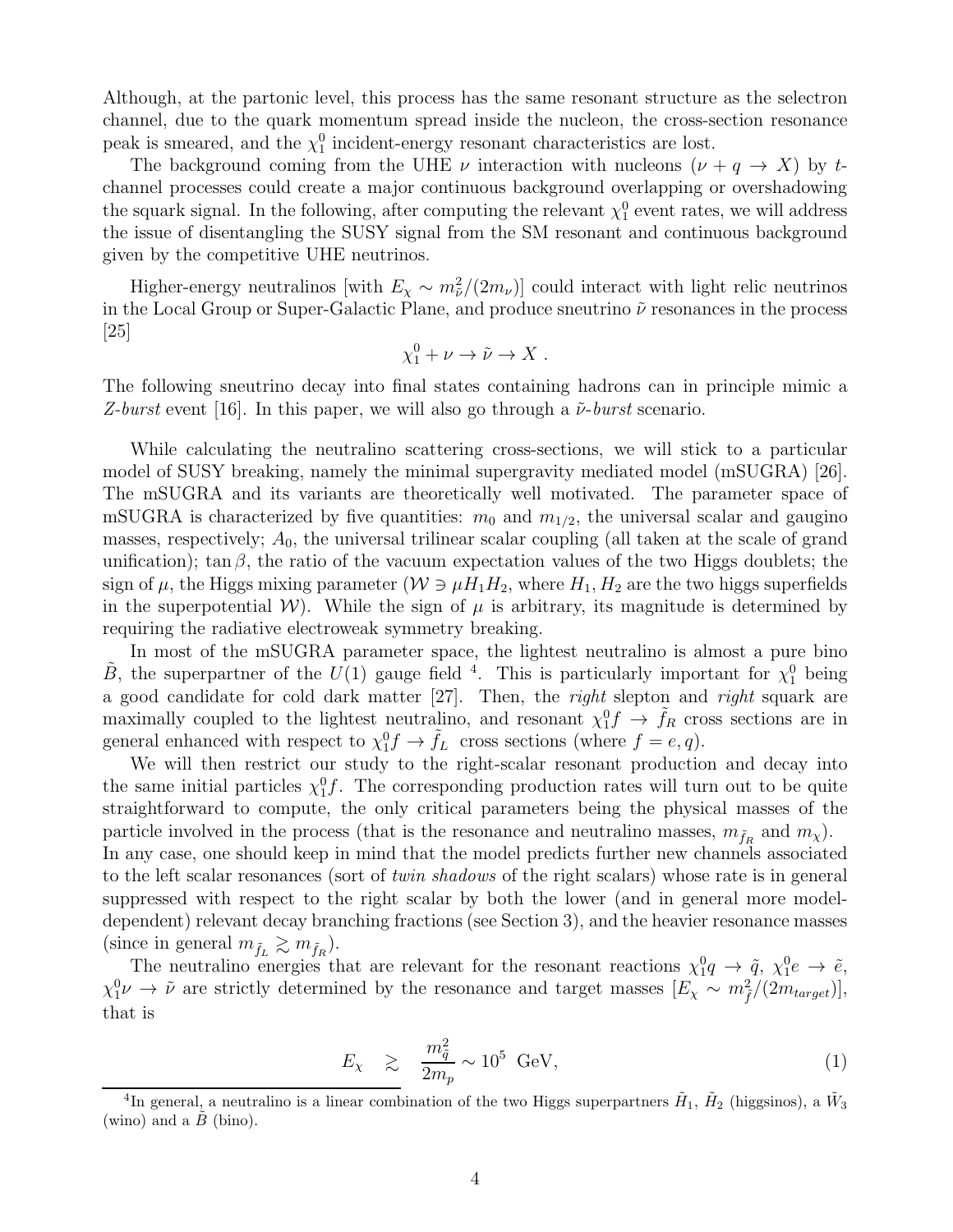Although, at the partonic level, this process has the same resonant structure as the selectron channel, due to the quark momentum spread inside the nucleon, the cross-section resonance peak is smeared, and the $\chi^0_1$ incident-energy resonant characteristics are lost.

The background coming from the UHE $\nu$ interaction with nucleons ($\nu + q \to X$) by $t$-channel processes could create a major continuous background overlapping or overshadowing the squark signal. In the following, after computing the relevant $\chi^0_1$ event rates, we will address the issue of disentangling the SUSY signal from the SM resonant and continuous background given by the competitive UHE neutrinos.

Higher-energy neutralinos [with $E_\chi \sim m^2_{\tilde{\nu}}/(2m_\nu)$] could interact with light relic neutrinos in the Local Group or Super-Galactic Plane, and produce sneutrino $\tilde{\nu}$ resonances in the process [25]

$$\chi^0_1 + \nu \to \tilde{\nu} \to X \; .$$

The following sneutrino decay into final states containing hadrons can in principle mimic a *Z-burst* event [16]. In this paper, we will also go through a *$\tilde{\nu}$-burst* scenario.

While calculating the neutralino scattering cross-sections, we will stick to a particular model of SUSY breaking, namely the minimal supergravity mediated model (mSUGRA) [26]. The mSUGRA and its variants are theoretically well motivated. The parameter space of mSUGRA is characterized by five quantities: $m_0$ and $m_{1/2}$, the universal scalar and gaugino masses, respectively; $A_0$, the universal trilinear scalar coupling (all taken at the scale of grand unification); $\tan\beta$, the ratio of the vacuum expectation values of the two Higgs doublets; the sign of $\mu$, the Higgs mixing parameter ($\mathcal{W} \ni \mu H_1 H_2$, where $H_1, H_2$ are the two higgs superfields in the superpotential $\mathcal{W}$). While the sign of $\mu$ is arbitrary, its magnitude is determined by requiring the radiative electroweak symmetry breaking.

In most of the mSUGRA parameter space, the lightest neutralino is almost a pure bino $\tilde{B}$, the superpartner of the $U(1)$ gauge field [4]. This is particularly important for $\chi^0_1$ being a good candidate for cold dark matter [27]. Then, the *right* slepton and *right* squark are maximally coupled to the lightest neutralino, and resonant $\chi^0_1 f \to \tilde{f}_R$ cross sections are in general enhanced with respect to $\chi^0_1 f \to \tilde{f}_L$ cross sections (where $f = e, q$).

We will then restrict our study to the right-scalar resonant production and decay into the same initial particles $\chi^0_1 f$. The corresponding production rates will turn out to be quite straightforward to compute, the only critical parameters being the physical masses of the particle involved in the process (that is the resonance and neutralino masses, $m_{\tilde{f}_R}$ and $m_\chi$).
In any case, one should keep in mind that the model predicts further new channels associated to the left scalar resonances (sort of *twin shadows* of the right scalars) whose rate is in general suppressed with respect to the right scalar by both the lower (and in general more model-dependent) relevant decay branching fractions (see Section 3), and the heavier resonance masses (since in general $m_{\tilde{f}_L} \gtrsim m_{\tilde{f}_R}$).

The neutralino energies that are relevant for the resonant reactions $\chi^0_1 q \to \tilde{q}$, $\chi^0_1 e \to \tilde{e}$, $\chi^0_1 \nu \to \tilde{\nu}$ are strictly determined by the resonance and target masses [$E_\chi \sim m^2_{\tilde{f}}/(2m_{target})$], that is

$$E_\chi \quad \gtrsim \quad \frac{m^2_{\tilde{q}}}{2m_p} \sim 10^5 \;\; \text{GeV}, \tag{1}$$

[4] In general, a neutralino is a linear combination of the two Higgs superpartners $\tilde{H}_1$, $\tilde{H}_2$ (higgsinos), a $\tilde{W}_3$ (wino) and a $\tilde{B}$ (bino).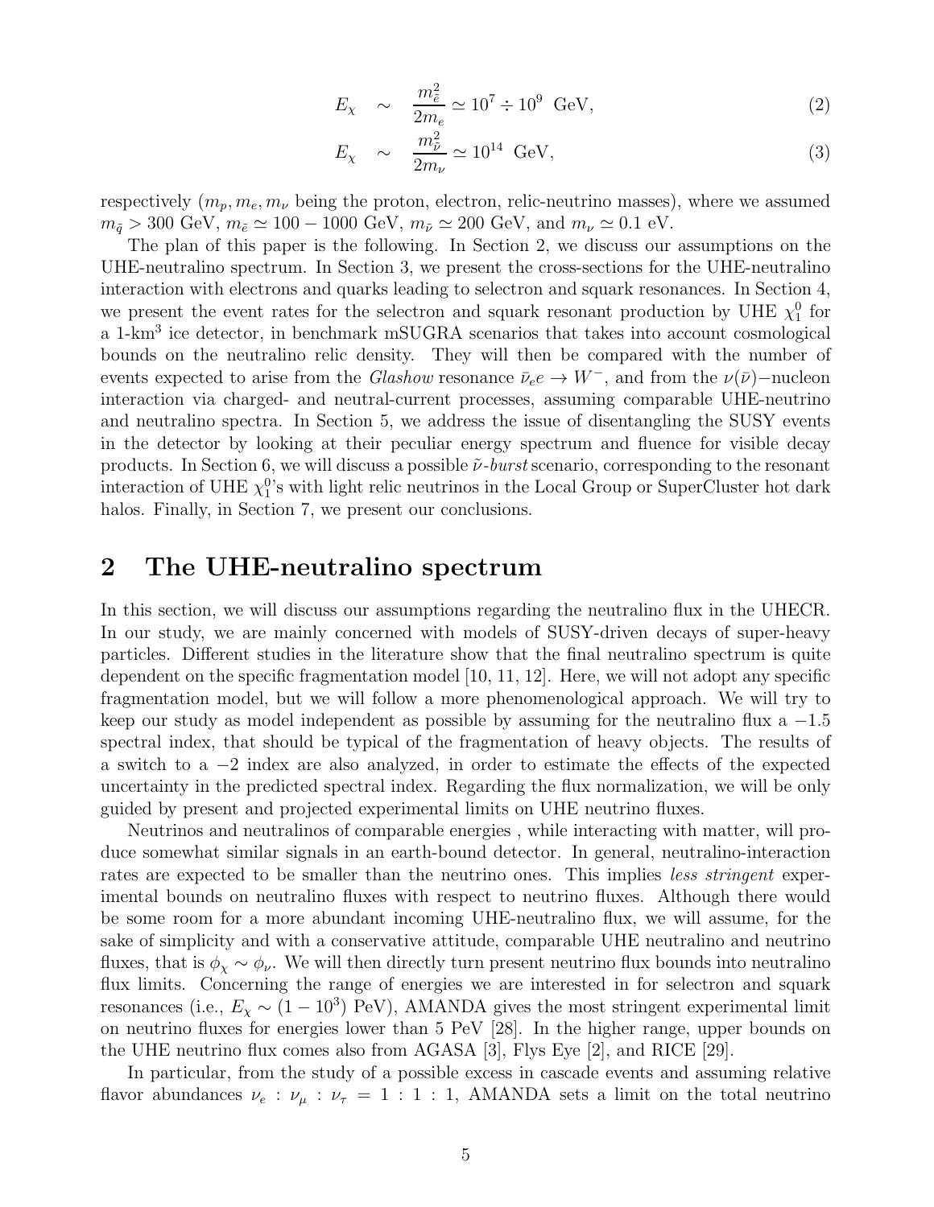$$E_\chi \sim \frac{m_{\tilde{e}}^2}{2m_e} \simeq 10^7 \div 10^9 \text{ GeV}, \tag{2}$$

$$E_\chi \sim \frac{m_{\tilde{\nu}}^2}{2m_\nu} \simeq 10^{14} \text{ GeV}, \tag{3}$$

respectively ($m_p, m_e, m_\nu$ being the proton, electron, relic-neutrino masses), where we assumed $m_{\tilde{q}} > 300$ GeV, $m_{\tilde{e}} \simeq 100 - 1000$ GeV, $m_{\tilde{\nu}} \simeq 200$ GeV, and $m_\nu \simeq 0.1$ eV.

The plan of this paper is the following. In Section 2, we discuss our assumptions on the UHE-neutralino spectrum. In Section 3, we present the cross-sections for the UHE-neutralino interaction with electrons and quarks leading to selectron and squark resonances. In Section 4, we present the event rates for the selectron and squark resonant production by UHE $\chi_1^0$ for a 1-km$^3$ ice detector, in benchmark mSUGRA scenarios that takes into account cosmological bounds on the neutralino relic density. They will then be compared with the number of events expected to arise from the *Glashow* resonance $\bar{\nu}_e e \to W^-$, and from the $\nu(\bar{\nu})-$nucleon interaction via charged- and neutral-current processes, assuming comparable UHE-neutrino and neutralino spectra. In Section 5, we address the issue of disentangling the SUSY events in the detector by looking at their peculiar energy spectrum and fluence for visible decay products. In Section 6, we will discuss a possible $\tilde{\nu}$*-burst* scenario, corresponding to the resonant interaction of UHE $\chi_1^0$'s with light relic neutrinos in the Local Group or SuperCluster hot dark halos. Finally, in Section 7, we present our conclusions.

## 2 The UHE-neutralino spectrum

In this section, we will discuss our assumptions regarding the neutralino flux in the UHECR. In our study, we are mainly concerned with models of SUSY-driven decays of super-heavy particles. Different studies in the literature show that the final neutralino spectrum is quite dependent on the specific fragmentation model [10, 11, 12]. Here, we will not adopt any specific fragmentation model, but we will follow a more phenomenological approach. We will try to keep our study as model independent as possible by assuming for the neutralino flux a $-1.5$ spectral index, that should be typical of the fragmentation of heavy objects. The results of a switch to a $-2$ index are also analyzed, in order to estimate the effects of the expected uncertainty in the predicted spectral index. Regarding the flux normalization, we will be only guided by present and projected experimental limits on UHE neutrino fluxes.

Neutrinos and neutralinos of comparable energies , while interacting with matter, will produce somewhat similar signals in an earth-bound detector. In general, neutralino-interaction rates are expected to be smaller than the neutrino ones. This implies *less stringent* experimental bounds on neutralino fluxes with respect to neutrino fluxes. Although there would be some room for a more abundant incoming UHE-neutralino flux, we will assume, for the sake of simplicity and with a conservative attitude, comparable UHE neutralino and neutrino fluxes, that is $\phi_\chi \sim \phi_\nu$. We will then directly turn present neutrino flux bounds into neutralino flux limits. Concerning the range of energies we are interested in for selectron and squark resonances (i.e., $E_\chi \sim (1 - 10^3)$ PeV), AMANDA gives the most stringent experimental limit on neutrino fluxes for energies lower than 5 PeV [28]. In the higher range, upper bounds on the UHE neutrino flux comes also from AGASA [3], Flys Eye [2], and RICE [29].

In particular, from the study of a possible excess in cascade events and assuming relative flavor abundances $\nu_e : \nu_\mu : \nu_\tau = 1 : 1 : 1$, AMANDA sets a limit on the total neutrino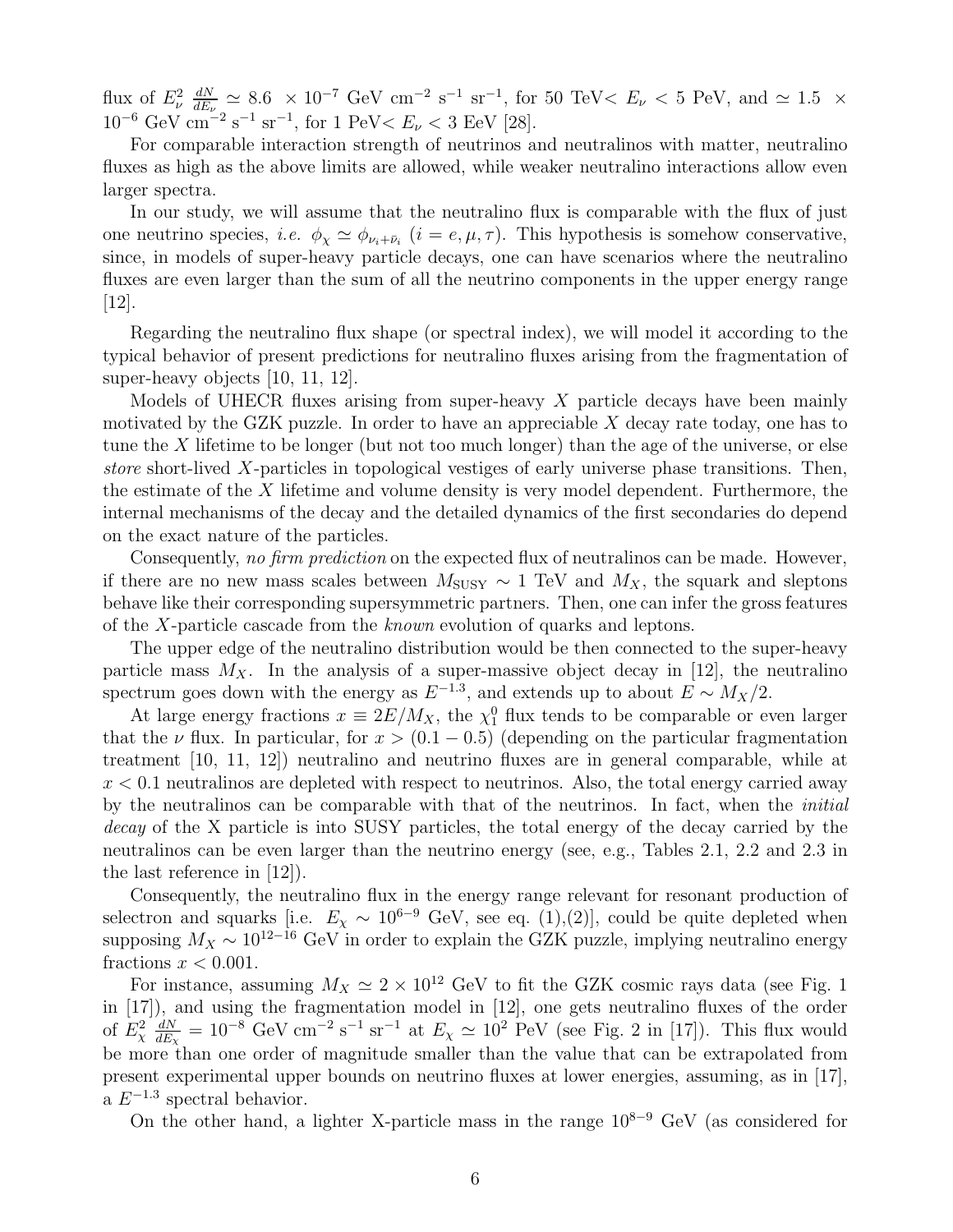flux of $E_\nu^2 \, \frac{dN}{dE_\nu} \simeq 8.6 \, \times 10^{-7}$ GeV cm$^{-2}$ s$^{-1}$ sr$^{-1}$, for 50 TeV$< E_\nu <$ 5 PeV, and $\simeq 1.5 \, \times 10^{-6}$ GeV cm$^{-2}$ s$^{-1}$ sr$^{-1}$, for 1 PeV$< E_\nu <$ 3 EeV [28].

For comparable interaction strength of neutrinos and neutralinos with matter, neutralino fluxes as high as the above limits are allowed, while weaker neutralino interactions allow even larger spectra.

In our study, we will assume that the neutralino flux is comparable with the flux of just one neutrino species, *i.e.* $\phi_\chi \simeq \phi_{\nu_i + \bar{\nu}_i}$ $(i = e, \mu, \tau)$. This hypothesis is somehow conservative, since, in models of super-heavy particle decays, one can have scenarios where the neutralino fluxes are even larger than the sum of all the neutrino components in the upper energy range [12].

Regarding the neutralino flux shape (or spectral index), we will model it according to the typical behavior of present predictions for neutralino fluxes arising from the fragmentation of super-heavy objects [10, 11, 12].

Models of UHECR fluxes arising from super-heavy $X$ particle decays have been mainly motivated by the GZK puzzle. In order to have an appreciable $X$ decay rate today, one has to tune the $X$ lifetime to be longer (but not too much longer) than the age of the universe, or else *store* short-lived $X$-particles in topological vestiges of early universe phase transitions. Then, the estimate of the $X$ lifetime and volume density is very model dependent. Furthermore, the internal mechanisms of the decay and the detailed dynamics of the first secondaries do depend on the exact nature of the particles.

Consequently, *no firm prediction* on the expected flux of neutralinos can be made. However, if there are no new mass scales between $M_{\rm SUSY} \sim 1$ TeV and $M_X$, the squark and sleptons behave like their corresponding supersymmetric partners. Then, one can infer the gross features of the $X$-particle cascade from the *known* evolution of quarks and leptons.

The upper edge of the neutralino distribution would be then connected to the super-heavy particle mass $M_X$. In the analysis of a super-massive object decay in [12], the neutralino spectrum goes down with the energy as $E^{-1.3}$, and extends up to about $E \sim M_X/2$.

At large energy fractions $x \equiv 2E/M_X$, the $\chi_1^0$ flux tends to be comparable or even larger that the $\nu$ flux. In particular, for $x > (0.1 - 0.5)$ (depending on the particular fragmentation treatment [10, 11, 12]) neutralino and neutrino fluxes are in general comparable, while at $x < 0.1$ neutralinos are depleted with respect to neutrinos. Also, the total energy carried away by the neutralinos can be comparable with that of the neutrinos. In fact, when the *initial decay* of the X particle is into SUSY particles, the total energy of the decay carried by the neutralinos can be even larger than the neutrino energy (see, e.g., Tables 2.1, 2.2 and 2.3 in the last reference in [12]).

Consequently, the neutralino flux in the energy range relevant for resonant production of selectron and squarks [i.e. $E_\chi \sim 10^{6-9}$ GeV, see eq. (1),(2)], could be quite depleted when supposing $M_X \sim 10^{12-16}$ GeV in order to explain the GZK puzzle, implying neutralino energy fractions $x < 0.001$.

For instance, assuming $M_X \simeq 2 \times 10^{12}$ GeV to fit the GZK cosmic rays data (see Fig. 1 in [17]), and using the fragmentation model in [12], one gets neutralino fluxes of the order of $E_\chi^2 \, \frac{dN}{dE_\chi} = 10^{-8}$ GeV cm$^{-2}$ s$^{-1}$ sr$^{-1}$ at $E_\chi \simeq 10^2$ PeV (see Fig. 2 in [17]). This flux would be more than one order of magnitude smaller than the value that can be extrapolated from present experimental upper bounds on neutrino fluxes at lower energies, assuming, as in [17], a $E^{-1.3}$ spectral behavior.

On the other hand, a lighter X-particle mass in the range $10^{8-9}$ GeV (as considered for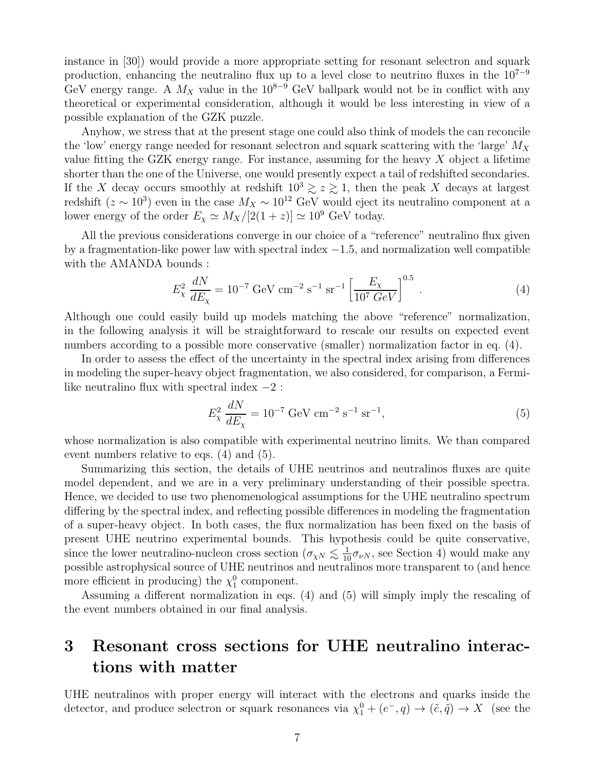instance in [30]) would provide a more appropriate setting for resonant selectron and squark production, enhancing the neutralino flux up to a level close to neutrino fluxes in the $10^{7-9}$ GeV energy range. A $M_X$ value in the $10^{8-9}$ GeV ballpark would not be in conflict with any theoretical or experimental consideration, although it would be less interesting in view of a possible explanation of the GZK puzzle.

Anyhow, we stress that at the present stage one could also think of models the can reconcile the 'low' energy range needed for resonant selectron and squark scattering with the 'large' $M_X$ value fitting the GZK energy range. For instance, assuming for the heavy $X$ object a lifetime shorter than the one of the Universe, one would presently expect a tail of redshifted secondaries. If the $X$ decay occurs smoothly at redshift $10^3 \gtrsim z \gtrsim 1$, then the peak $X$ decays at largest redshift ($z \sim 10^3$) even in the case $M_X \sim 10^{12}$ GeV would eject its neutralino component at a lower energy of the order $E_\chi \simeq M_X/[2(1+z)] \simeq 10^9$ GeV today.

All the previous considerations converge in our choice of a "reference" neutralino flux given by a fragmentation-like power law with spectral index $-1.5$, and normalization well compatible with the AMANDA bounds :

$$E_\chi^2 \, \frac{dN}{dE_\chi} = 10^{-7} \text{ GeV cm}^{-2} \text{ s}^{-1} \text{ sr}^{-1} \left[ \frac{E_\chi}{10^7 \, GeV} \right]^{0.5} . \tag{4}$$

Although one could easily build up models matching the above "reference" normalization, in the following analysis it will be straightforward to rescale our results on expected event numbers according to a possible more conservative (smaller) normalization factor in eq. (4).

In order to assess the effect of the uncertainty in the spectral index arising from differences in modeling the super-heavy object fragmentation, we also considered, for comparison, a Fermi-like neutralino flux with spectral index $-2$ :

$$E_\chi^2 \, \frac{dN}{dE_\chi} = 10^{-7} \text{ GeV cm}^{-2} \text{ s}^{-1} \text{ sr}^{-1}, \tag{5}$$

whose normalization is also compatible with experimental neutrino limits. We than compared event numbers relative to eqs. (4) and (5).

Summarizing this section, the details of UHE neutrinos and neutralinos fluxes are quite model dependent, and we are in a very preliminary understanding of their possible spectra. Hence, we decided to use two phenomenological assumptions for the UHE neutralino spectrum differing by the spectral index, and reflecting possible differences in modeling the fragmentation of a super-heavy object. In both cases, the flux normalization has been fixed on the basis of present UHE neutrino experimental bounds. This hypothesis could be quite conservative, since the lower neutralino-nucleon cross section ($\sigma_{\chi N} \lesssim \frac{1}{10}\sigma_{\nu N}$, see Section 4) would make any possible astrophysical source of UHE neutrinos and neutralinos more transparent to (and hence more efficient in producing) the $\chi_1^0$ component.

Assuming a different normalization in eqs. (4) and (5) will simply imply the rescaling of the event numbers obtained in our final analysis.

# 3 Resonant cross sections for UHE neutralino interactions with matter

UHE neutralinos with proper energy will interact with the electrons and quarks inside the detector, and produce selectron or squark resonances via $\chi_1^0 + (e^-, q) \to (\tilde{e}, \tilde{q}) \to X$ (see the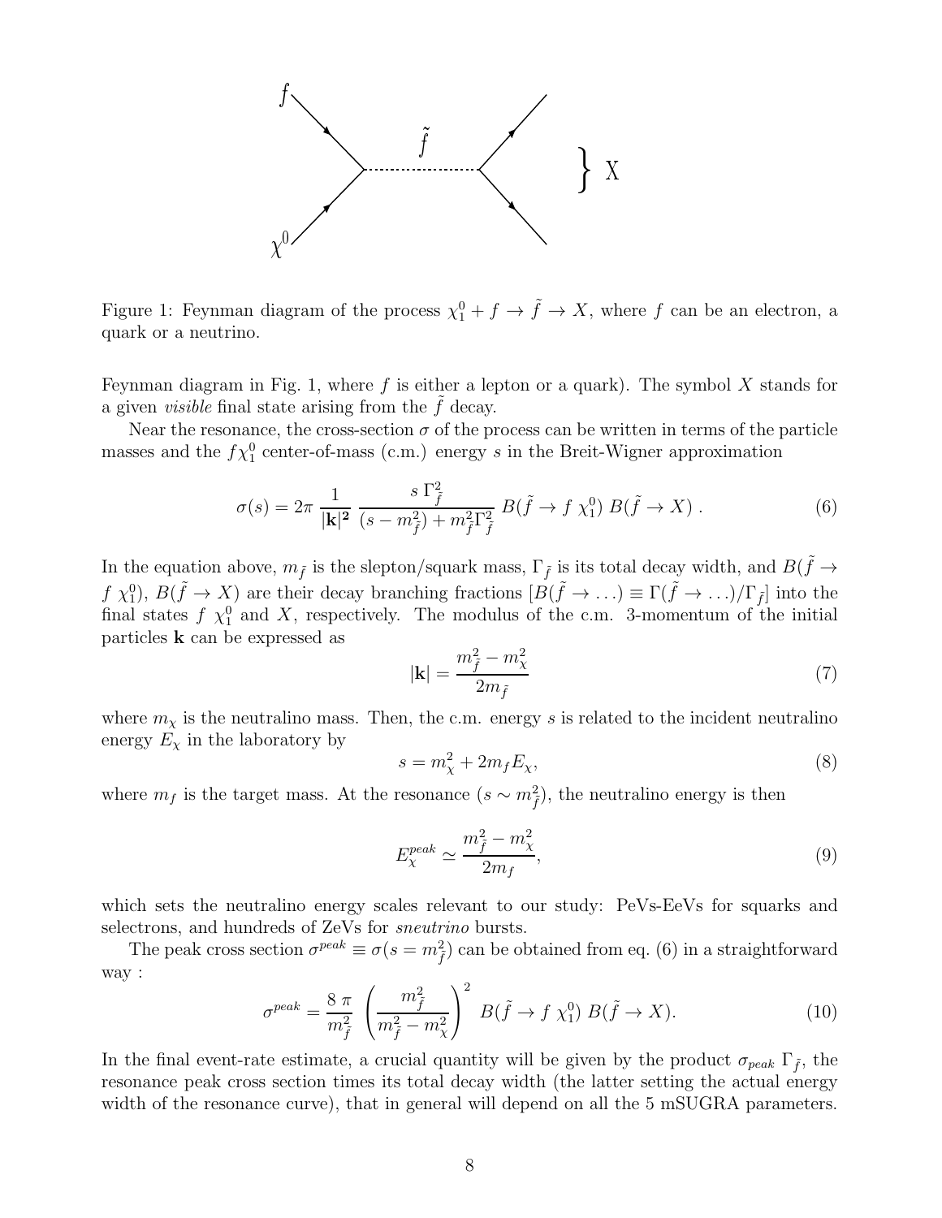Figure 1: Feynman diagram of the process $\chi_1^0 + f \to \tilde{f} \to X$, where $f$ can be an electron, a quark or a neutrino.

Feynman diagram in Fig. 1, where $f$ is either a lepton or a quark). The symbol $X$ stands for a given *visible* final state arising from the $\tilde{f}$ decay.

Near the resonance, the cross-section $\sigma$ of the process can be written in terms of the particle masses and the $f\chi_1^0$ center-of-mass (c.m.) energy $s$ in the Breit-Wigner approximation

$$\sigma(s) = 2\pi \, \frac{1}{|\mathbf{k}|^2} \, \frac{s \, \Gamma_{\tilde{f}}^2}{(s - m_{\tilde{f}}^2) + m_{\tilde{f}}^2 \Gamma_{\tilde{f}}^2} \, B(\tilde{f} \to f \, \chi_1^0) \, B(\tilde{f} \to X) \, . \tag{6}$$

In the equation above, $m_{\tilde{f}}$ is the slepton/squark mass, $\Gamma_{\tilde{f}}$ is its total decay width, and $B(\tilde{f} \to f \, \chi_1^0)$, $B(\tilde{f} \to X)$ are their decay branching fractions $[B(\tilde{f} \to \ldots) \equiv \Gamma(\tilde{f} \to \ldots)/\Gamma_{\tilde{f}}]$ into the final states $f \, \chi_1^0$ and $X$, respectively. The modulus of the c.m. 3-momentum of the initial particles $\mathbf{k}$ can be expressed as

$$|\mathbf{k}| = \frac{m_{\tilde{f}}^2 - m_\chi^2}{2 m_{\tilde{f}}} \tag{7}$$

where $m_\chi$ is the neutralino mass. Then, the c.m. energy $s$ is related to the incident neutralino energy $E_\chi$ in the laboratory by

$$s = m_\chi^2 + 2 m_f E_\chi, \tag{8}$$

where $m_f$ is the target mass. At the resonance ($s \sim m_{\tilde{f}}^2$), the neutralino energy is then

$$E_\chi^{peak} \simeq \frac{m_{\tilde{f}}^2 - m_\chi^2}{2 m_f}, \tag{9}$$

which sets the neutralino energy scales relevant to our study: PeVs-EeVs for squarks and selectrons, and hundreds of ZeVs for *sneutrino* bursts.

The peak cross section $\sigma^{peak} \equiv \sigma(s = m_{\tilde{f}}^2)$ can be obtained from eq. (6) in a straightforward way :

$$\sigma^{peak} = \frac{8 \, \pi}{m_{\tilde{f}}^2} \, \left( \frac{m_{\tilde{f}}^2}{m_{\tilde{f}}^2 - m_\chi^2} \right)^2 \, B(\tilde{f} \to f \, \chi_1^0) \, B(\tilde{f} \to X). \tag{10}$$

In the final event-rate estimate, a crucial quantity will be given by the product $\sigma_{peak} \, \Gamma_{\tilde{f}}$, the resonance peak cross section times its total decay width (the latter setting the actual energy width of the resonance curve), that in general will depend on all the 5 mSUGRA parameters.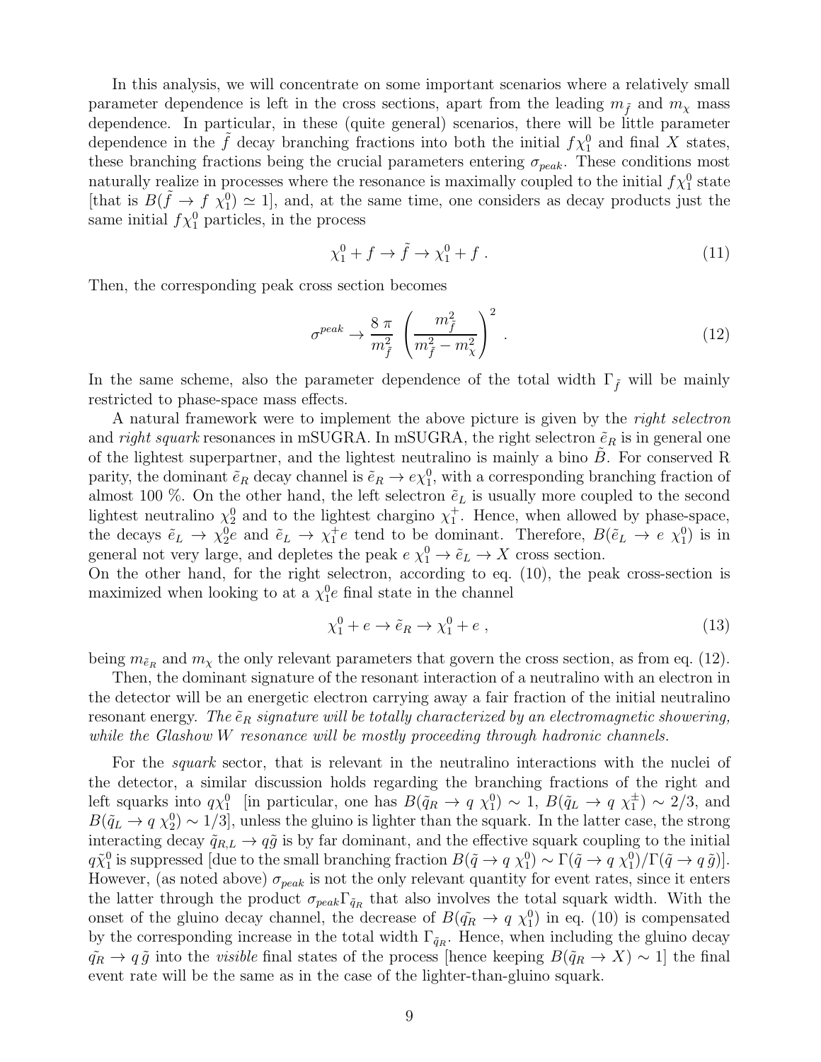In this analysis, we will concentrate on some important scenarios where a relatively small parameter dependence is left in the cross sections, apart from the leading $m_{\tilde{f}}$ and $m_\chi$ mass dependence. In particular, in these (quite general) scenarios, there will be little parameter dependence in the $\tilde{f}$ decay branching fractions into both the initial $f\chi_1^0$ and final $X$ states, these branching fractions being the crucial parameters entering $\sigma_{peak}$. These conditions most naturally realize in processes where the resonance is maximally coupled to the initial $f\chi_1^0$ state [that is $B(\tilde{f} \to f\ \chi_1^0) \simeq 1$], and, at the same time, one considers as decay products just the same initial $f\chi_1^0$ particles, in the process

$$\chi_1^0 + f \to \tilde{f} \to \chi_1^0 + f\ . \tag{11}$$

Then, the corresponding peak cross section becomes

$$\sigma^{peak} \to \frac{8\ \pi}{m_{\tilde{f}}^2}\ \left(\frac{m_{\tilde{f}}^2}{m_{\tilde{f}}^2 - m_\chi^2}\right)^2\ . \tag{12}$$

In the same scheme, also the parameter dependence of the total width $\Gamma_{\tilde{f}}$ will be mainly restricted to phase-space mass effects.

A natural framework were to implement the above picture is given by the *right selectron* and *right squark* resonances in mSUGRA. In mSUGRA, the right selectron $\tilde{e}_R$ is in general one of the lightest superpartner, and the lightest neutralino is mainly a bino $\tilde{B}$. For conserved R parity, the dominant $\tilde{e}_R$ decay channel is $\tilde{e}_R \to e\chi_1^0$, with a corresponding branching fraction of almost 100 %. On the other hand, the left selectron $\tilde{e}_L$ is usually more coupled to the second lightest neutralino $\chi_2^0$ and to the lightest chargino $\chi_1^+$. Hence, when allowed by phase-space, the decays $\tilde{e}_L \to \chi_2^0 e$ and $\tilde{e}_L \to \chi_1^+ e$ tend to be dominant. Therefore, $B(\tilde{e}_L \to e\ \chi_1^0)$ is in general not very large, and depletes the peak $e\ \chi_1^0 \to \tilde{e}_L \to X$ cross section.
On the other hand, for the right selectron, according to eq. (10), the peak cross-section is maximized when looking to at a $\chi_1^0 e$ final state in the channel

$$\chi_1^0 + e \to \tilde{e}_R \to \chi_1^0 + e\ , \tag{13}$$

being $m_{\tilde{e}_R}$ and $m_\chi$ the only relevant parameters that govern the cross section, as from eq. (12).

Then, the dominant signature of the resonant interaction of a neutralino with an electron in the detector will be an energetic electron carrying away a fair fraction of the initial neutralino resonant energy. *The $\tilde{e}_R$ signature will be totally characterized by an electromagnetic showering, while the Glashow $W$ resonance will be mostly proceeding through hadronic channels.*

For the *squark* sector, that is relevant in the neutralino interactions with the nuclei of the detector, a similar discussion holds regarding the branching fractions of the right and left squarks into $q\chi_1^0$ [in particular, one has $B(\tilde{q}_R \to q\ \chi_1^0) \sim 1$, $B(\tilde{q}_L \to q\ \chi_1^\pm) \sim 2/3$, and $B(\tilde{q}_L \to q\ \chi_2^0) \sim 1/3$], unless the gluino is lighter than the squark. In the latter case, the strong interacting decay $\tilde{q}_{R,L} \to q\tilde{g}$ is by far dominant, and the effective squark coupling to the initial $q\tilde{\chi}_1^0$ is suppressed [due to the small branching fraction $B(\tilde{q} \to q\ \chi_1^0) \sim \Gamma(\tilde{q} \to q\ \chi_1^0)/\Gamma(\tilde{q} \to q\ \tilde{g})$]. However, (as noted above) $\sigma_{peak}$ is not the only relevant quantity for event rates, since it enters the latter through the product $\sigma_{peak}\Gamma_{\tilde{q}_R}$ that also involves the total squark width. With the onset of the gluino decay channel, the decrease of $B(\tilde{q_R} \to q\ \chi_1^0)$ in eq. (10) is compensated by the corresponding increase in the total width $\Gamma_{\tilde{q}_R}$. Hence, when including the gluino decay $\tilde{q_R} \to q\,\tilde{g}$ into the *visible* final states of the process [hence keeping $B(\tilde{q}_R \to X) \sim 1$] the final event rate will be the same as in the case of the lighter-than-gluino squark.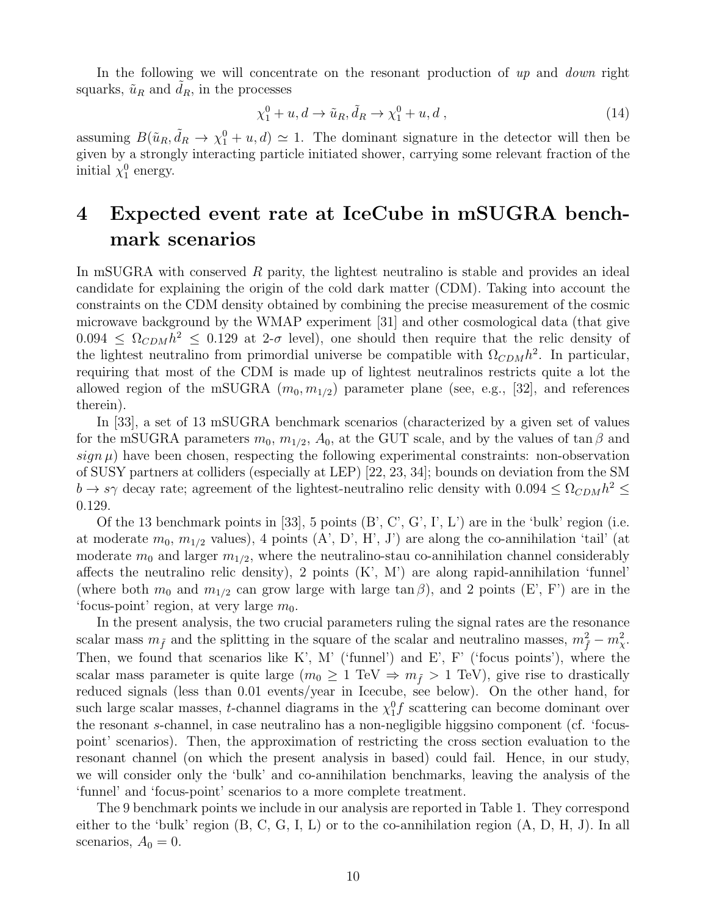In the following we will concentrate on the resonant production of *up* and *down* right squarks, $\tilde{u}_R$ and $\tilde{d}_R$, in the processes

$$\chi_1^0 + u, d \to \tilde{u}_R, \tilde{d}_R \to \chi_1^0 + u, d\ , \tag{14}$$

assuming $B(\tilde{u}_R, \tilde{d}_R \to \chi_1^0 + u, d) \simeq 1$. The dominant signature in the detector will then be given by a strongly interacting particle initiated shower, carrying some relevant fraction of the initial $\chi_1^0$ energy.

# 4 Expected event rate at IceCube in mSUGRA benchmark scenarios

In mSUGRA with conserved $R$ parity, the lightest neutralino is stable and provides an ideal candidate for explaining the origin of the cold dark matter (CDM). Taking into account the constraints on the CDM density obtained by combining the precise measurement of the cosmic microwave background by the WMAP experiment [31] and other cosmological data (that give $0.094 \leq \Omega_{CDM}h^2 \leq 0.129$ at 2-$\sigma$ level), one should then require that the relic density of the lightest neutralino from primordial universe be compatible with $\Omega_{CDM}h^2$. In particular, requiring that most of the CDM is made up of lightest neutralinos restricts quite a lot the allowed region of the mSUGRA $(m_0, m_{1/2})$ parameter plane (see, e.g., [32], and references therein).

In [33], a set of 13 mSUGRA benchmark scenarios (characterized by a given set of values for the mSUGRA parameters $m_0$, $m_{1/2}$, $A_0$, at the GUT scale, and by the values of $\tan\beta$ and $sign\,\mu$) have been chosen, respecting the following experimental constraints: non-observation of SUSY partners at colliders (especially at LEP) [22, 23, 34]; bounds on deviation from the SM $b \to s\gamma$ decay rate; agreement of the lightest-neutralino relic density with $0.094 \leq \Omega_{CDM}h^2 \leq 0.129$.

Of the 13 benchmark points in [33], 5 points (B', C', G', I', L') are in the 'bulk' region (i.e. at moderate $m_0$, $m_{1/2}$ values), 4 points (A', D', H', J') are along the co-annihilation 'tail' (at moderate $m_0$ and larger $m_{1/2}$, where the neutralino-stau co-annihilation channel considerably affects the neutralino relic density), 2 points (K', M') are along rapid-annihilation 'funnel' (where both $m_0$ and $m_{1/2}$ can grow large with large $\tan\beta$), and 2 points (E', F') are in the 'focus-point' region, at very large $m_0$.

In the present analysis, the two crucial parameters ruling the signal rates are the resonance scalar mass $m_{\tilde{f}}$ and the splitting in the square of the scalar and neutralino masses, $m_{\tilde{f}}^2 - m_\chi^2$. Then, we found that scenarios like K', M' ('funnel') and E', F' ('focus points'), where the scalar mass parameter is quite large ($m_0 \geq 1$ TeV $\Rightarrow m_{\tilde{f}} > 1$ TeV), give rise to drastically reduced signals (less than 0.01 events/year in Icecube, see below). On the other hand, for such large scalar masses, $t$-channel diagrams in the $\chi_1^0 f$ scattering can become dominant over the resonant $s$-channel, in case neutralino has a non-negligible higgsino component (cf. 'focus-point' scenarios). Then, the approximation of restricting the cross section evaluation to the resonant channel (on which the present analysis in based) could fail. Hence, in our study, we will consider only the 'bulk' and co-annihilation benchmarks, leaving the analysis of the 'funnel' and 'focus-point' scenarios to a more complete treatment.

The 9 benchmark points we include in our analysis are reported in Table 1. They correspond either to the 'bulk' region (B, C, G, I, L) or to the co-annihilation region (A, D, H, J). In all scenarios, $A_0 = 0$.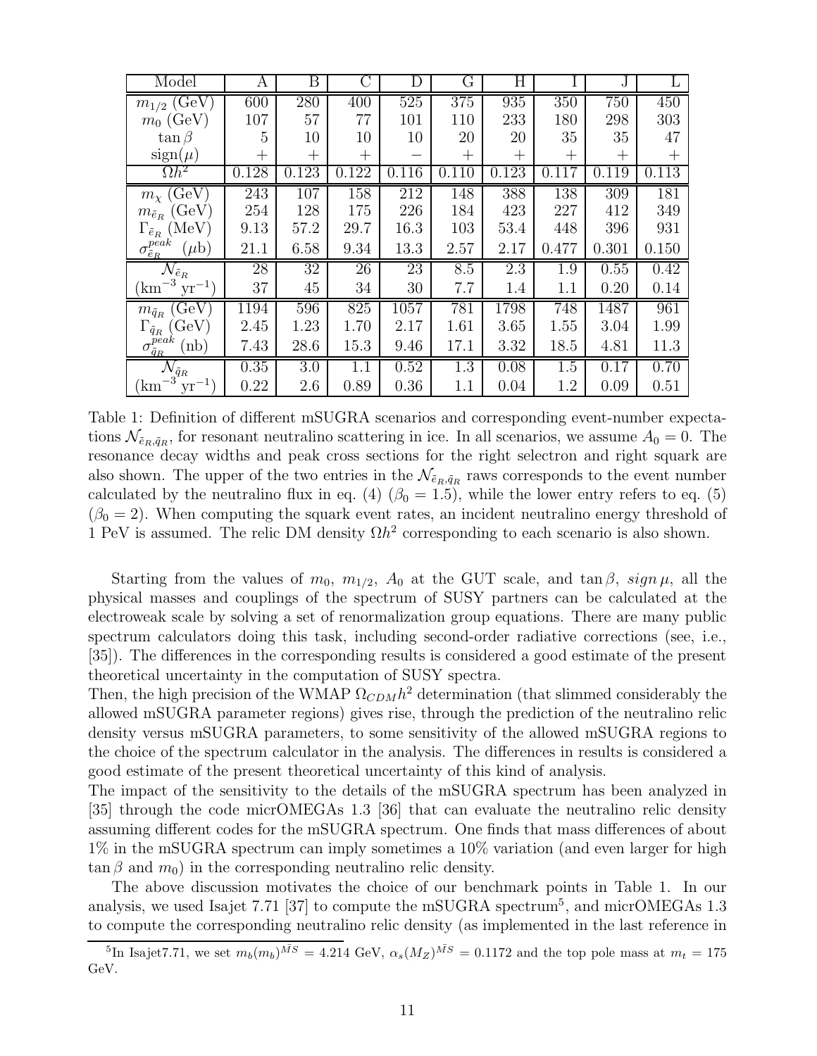| Model | A | B | C | D | G | H | I | J | L |
|---|---|---|---|---|---|---|---|---|---|
| $m_{1/2}$ (GeV) | 600 | 280 | 400 | 525 | 375 | 935 | 350 | 750 | 450 |
| $m_0$ (GeV) | 107 | 57 | 77 | 101 | 110 | 233 | 180 | 298 | 303 |
| $\tan\beta$ | 5 | 10 | 10 | 10 | 20 | 20 | 35 | 35 | 47 |
| $\mathrm{sign}(\mu)$ | $+$ | $+$ | $+$ | $-$ | $+$ | $+$ | $+$ | $+$ | $+$ |
| $\Omega h^2$ | 0.128 | 0.123 | 0.122 | 0.116 | 0.110 | 0.123 | 0.117 | 0.119 | 0.113 |
| $m_\chi$ (GeV) | 243 | 107 | 158 | 212 | 148 | 388 | 138 | 309 | 181 |
| $m_{\tilde{e}_R}$ (GeV) | 254 | 128 | 175 | 226 | 184 | 423 | 227 | 412 | 349 |
| $\Gamma_{\tilde{e}_R}$ (MeV) | 9.13 | 57.2 | 29.7 | 16.3 | 103 | 53.4 | 448 | 396 | 931 |
| $\sigma^{peak}_{\tilde{e}_R}$ ($\mu$b) | 21.1 | 6.58 | 9.34 | 13.3 | 2.57 | 2.17 | 0.477 | 0.301 | 0.150 |
| $\mathcal{N}_{\tilde{e}_R}$ | 28 | 32 | 26 | 23 | 8.5 | 2.3 | 1.9 | 0.55 | 0.42 |
| (km$^{-3}$ yr$^{-1}$) | 37 | 45 | 34 | 30 | 7.7 | 1.4 | 1.1 | 0.20 | 0.14 |
| $m_{\tilde{q}_R}$ (GeV) | 1194 | 596 | 825 | 1057 | 781 | 1798 | 748 | 1487 | 961 |
| $\Gamma_{\tilde{q}_R}$ (GeV) | 2.45 | 1.23 | 1.70 | 2.17 | 1.61 | 3.65 | 1.55 | 3.04 | 1.99 |
| $\sigma^{peak}_{\tilde{q}_R}$ (nb) | 7.43 | 28.6 | 15.3 | 9.46 | 17.1 | 3.32 | 18.5 | 4.81 | 11.3 |
| $\mathcal{N}_{\tilde{q}_R}$ | 0.35 | 3.0 | 1.1 | 0.52 | 1.3 | 0.08 | 1.5 | 0.17 | 0.70 |
| (km$^{-3}$ yr$^{-1}$) | 0.22 | 2.6 | 0.89 | 0.36 | 1.1 | 0.04 | 1.2 | 0.09 | 0.51 |

Table 1: Definition of different mSUGRA scenarios and corresponding event-number expectations $\mathcal{N}_{\tilde{e}_R,\tilde{q}_R}$, for resonant neutralino scattering in ice. In all scenarios, we assume $A_0 = 0$. The resonance decay widths and peak cross sections for the right selectron and right squark are also shown. The upper of the two entries in the $\mathcal{N}_{\tilde{e}_R,\tilde{q}_R}$ raws corresponds to the event number calculated by the neutralino flux in eq. (4) ($\beta_0 = 1.5$), while the lower entry refers to eq. (5) ($\beta_0 = 2$). When computing the squark event rates, an incident neutralino energy threshold of 1 PeV is assumed. The relic DM density $\Omega h^2$ corresponding to each scenario is also shown.

Starting from the values of $m_0$, $m_{1/2}$, $A_0$ at the GUT scale, and $\tan\beta$, $sign\,\mu$, all the physical masses and couplings of the spectrum of SUSY partners can be calculated at the electroweak scale by solving a set of renormalization group equations. There are many public spectrum calculators doing this task, including second-order radiative corrections (see, i.e., [35]). The differences in the corresponding results is considered a good estimate of the present theoretical uncertainty in the computation of SUSY spectra.

Then, the high precision of the WMAP $\Omega_{CDM}h^2$ determination (that slimmed considerably the allowed mSUGRA parameter regions) gives rise, through the prediction of the neutralino relic density versus mSUGRA parameters, to some sensitivity of the allowed mSUGRA regions to the choice of the spectrum calculator in the analysis. The differences in results is considered a good estimate of the present theoretical uncertainty of this kind of analysis.

The impact of the sensitivity to the details of the mSUGRA spectrum has been analyzed in [35] through the code micrOMEGAs 1.3 [36] that can evaluate the neutralino relic density assuming different codes for the mSUGRA spectrum. One finds that mass differences of about 1% in the mSUGRA spectrum can imply sometimes a 10% variation (and even larger for high $\tan\beta$ and $m_0$) in the corresponding neutralino relic density.

The above discussion motivates the choice of our benchmark points in Table 1. In our analysis, we used Isajet 7.71 [37] to compute the mSUGRA spectrum[5], and micrOMEGAs 1.3 to compute the corresponding neutralino relic density (as implemented in the last reference in

[5] In Isajet7.71, we set $m_b(m_b)^{\bar{MS}} = 4.214$ GeV, $\alpha_s(M_Z)^{\bar{MS}} = 0.1172$ and the top pole mass at $m_t = 175$ GeV.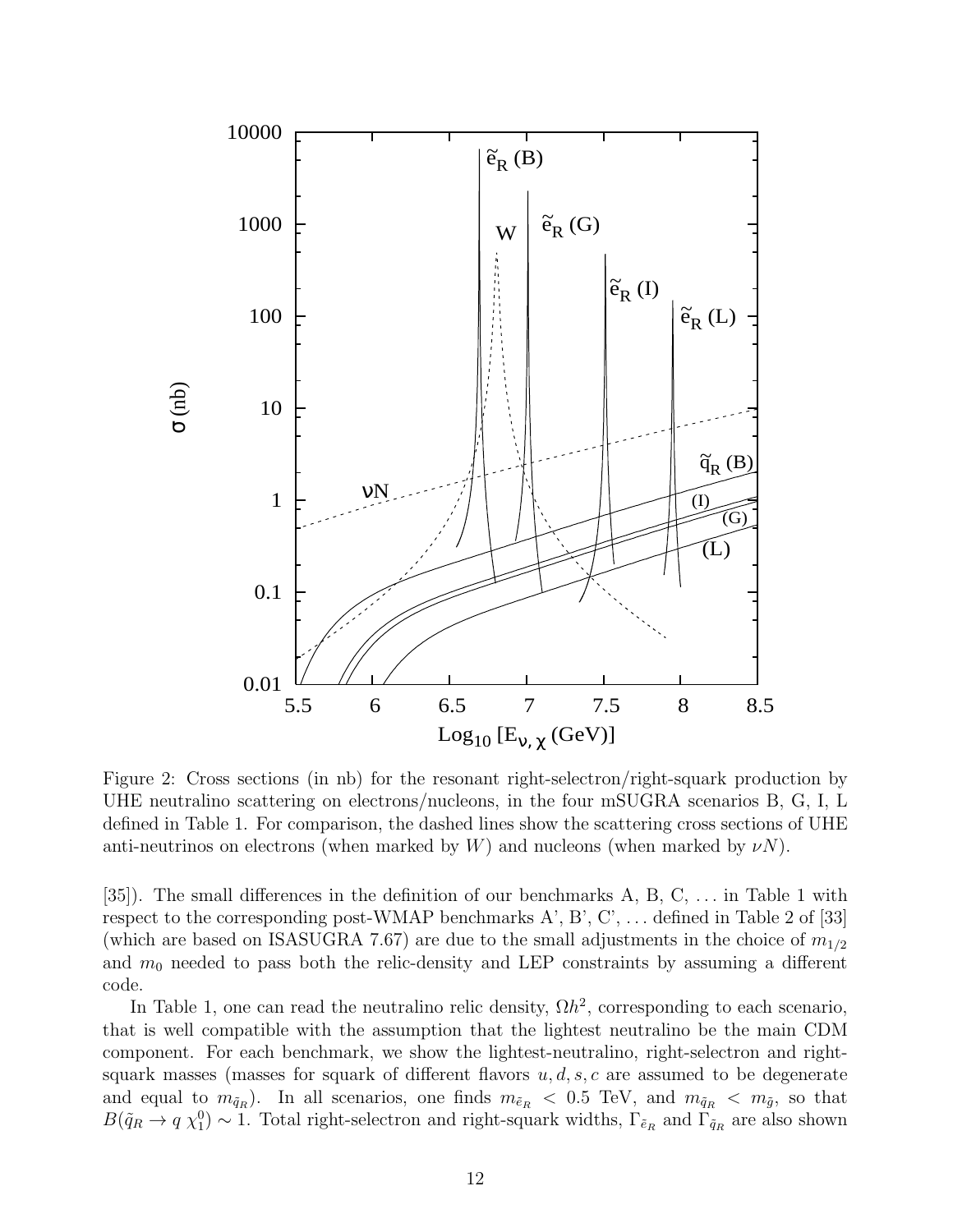Figure 2: Cross sections (in nb) for the resonant right-selectron/right-squark production by UHE neutralino scattering on electrons/nucleons, in the four mSUGRA scenarios B, G, I, L defined in Table 1. For comparison, the dashed lines show the scattering cross sections of UHE anti-neutrinos on electrons (when marked by $W$) and nucleons (when marked by $\nu N$).

[35]). The small differences in the definition of our benchmarks A, B, C, ... in Table 1 with respect to the corresponding post-WMAP benchmarks A', B', C', ... defined in Table 2 of [33] (which are based on ISASUGRA 7.67) are due to the small adjustments in the choice of $m_{1/2}$ and $m_0$ needed to pass both the relic-density and LEP constraints by assuming a different code.

In Table 1, one can read the neutralino relic density, $\Omega h^2$, corresponding to each scenario, that is well compatible with the assumption that the lightest neutralino be the main CDM component. For each benchmark, we show the lightest-neutralino, right-selectron and right-squark masses (masses for squark of different flavors $u, d, s, c$ are assumed to be degenerate and equal to $m_{\tilde{q}_R}$). In all scenarios, one finds $m_{\tilde{e}_R} < 0.5$ TeV, and $m_{\tilde{q}_R} < m_{\tilde{g}}$, so that $B(\tilde{q}_R \to q\, \chi_1^0) \sim 1$. Total right-selectron and right-squark widths, $\Gamma_{\tilde{e}_R}$ and $\Gamma_{\tilde{q}_R}$ are also shown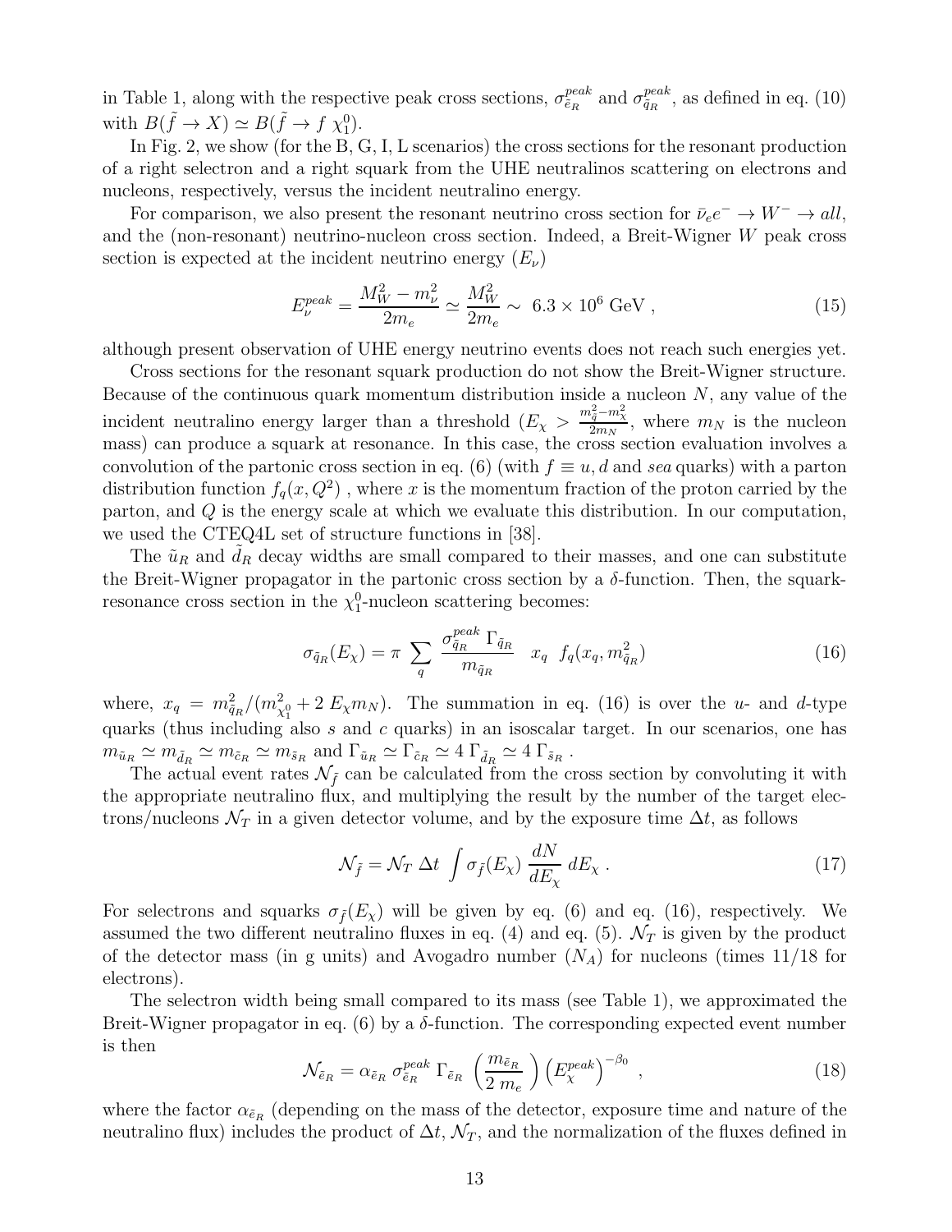in Table 1, along with the respective peak cross sections, $\sigma_{\tilde{e}_R}^{peak}$ and $\sigma_{\tilde{q}_R}^{peak}$, as defined in eq. (10) with $B(\tilde{f} \to X) \simeq B(\tilde{f} \to f\ \chi_1^0)$.

In Fig. 2, we show (for the B, G, I, L scenarios) the cross sections for the resonant production of a right selectron and a right squark from the UHE neutralinos scattering on electrons and nucleons, respectively, versus the incident neutralino energy.

For comparison, we also present the resonant neutrino cross section for $\bar{\nu}_e e^- \to W^- \to all$, and the (non-resonant) neutrino-nucleon cross section. Indeed, a Breit-Wigner $W$ peak cross section is expected at the incident neutrino energy ($E_\nu$)

$$
E_\nu^{peak} = \frac{M_W^2 - m_\nu^2}{2 m_e} \simeq \frac{M_W^2}{2 m_e} \sim\ 6.3 \times 10^6 \text{ GeV} , \tag{15}
$$

although present observation of UHE energy neutrino events does not reach such energies yet.

Cross sections for the resonant squark production do not show the Breit-Wigner structure. Because of the continuous quark momentum distribution inside a nucleon $N$, any value of the incident neutralino energy larger than a threshold ($E_\chi > \frac{m_{\tilde{q}}^2 - m_\chi^2}{2 m_N}$, where $m_N$ is the nucleon mass) can produce a squark at resonance. In this case, the cross section evaluation involves a convolution of the partonic cross section in eq. (6) (with $f \equiv u, d$ and *sea* quarks) with a parton distribution function $f_q(x, Q^2)$ , where $x$ is the momentum fraction of the proton carried by the parton, and $Q$ is the energy scale at which we evaluate this distribution. In our computation, we used the CTEQ4L set of structure functions in [38].

The $\tilde{u}_R$ and $\tilde{d}_R$ decay widths are small compared to their masses, and one can substitute the Breit-Wigner propagator in the partonic cross section by a $\delta$-function. Then, the squark-resonance cross section in the $\chi_1^0$-nucleon scattering becomes:

$$
\sigma_{\tilde{q}_R}(E_\chi) = \pi \sum_q \frac{\sigma_{\tilde{q}_R}^{peak}\ \Gamma_{\tilde{q}_R}}{m_{\tilde{q}_R}}\ \ x_q\ \ f_q(x_q, m_{\tilde{q}_R}^2) \tag{16}
$$

where, $x_q = m_{\tilde{q}_R}^2 / (m_{\chi_1^0}^2 + 2\ E_\chi m_N)$. The summation in eq. (16) is over the $u$- and $d$-type quarks (thus including also $s$ and $c$ quarks) in an isoscalar target. In our scenarios, one has $m_{\tilde{u}_R} \simeq m_{\tilde{d}_R} \simeq m_{\tilde{c}_R} \simeq m_{\tilde{s}_R}$ and $\Gamma_{\tilde{u}_R} \simeq \Gamma_{\tilde{c}_R} \simeq 4\ \Gamma_{\tilde{d}_R} \simeq 4\ \Gamma_{\tilde{s}_R}$ .

The actual event rates $\mathcal{N}_{\tilde{f}}$ can be calculated from the cross section by convoluting it with the appropriate neutralino flux, and multiplying the result by the number of the target electrons/nucleons $\mathcal{N}_T$ in a given detector volume, and by the exposure time $\Delta t$, as follows

$$
\mathcal{N}_{\tilde{f}} = \mathcal{N}_T\ \Delta t\ \int \sigma_{\tilde{f}}(E_\chi)\ \frac{dN}{dE_\chi}\ dE_\chi\ . \tag{17}
$$

For selectrons and squarks $\sigma_{\tilde{f}}(E_\chi)$ will be given by eq. (6) and eq. (16), respectively. We assumed the two different neutralino fluxes in eq. (4) and eq. (5). $\mathcal{N}_T$ is given by the product of the detector mass (in g units) and Avogadro number ($N_A$) for nucleons (times 11/18 for electrons).

The selectron width being small compared to its mass (see Table 1), we approximated the Breit-Wigner propagator in eq. (6) by a $\delta$-function. The corresponding expected event number is then

$$
\mathcal{N}_{\tilde{e}_R} = \alpha_{\tilde{e}_R}\ \sigma_{\tilde{e}_R}^{peak}\ \Gamma_{\tilde{e}_R}\ \left( \frac{m_{\tilde{e}_R}}{2\ m_e} \right) \left( E_\chi^{peak} \right)^{-\beta_0}\ , \tag{18}
$$

where the factor $\alpha_{\tilde{e}_R}$ (depending on the mass of the detector, exposure time and nature of the neutralino flux) includes the product of $\Delta t$, $\mathcal{N}_T$, and the normalization of the fluxes defined in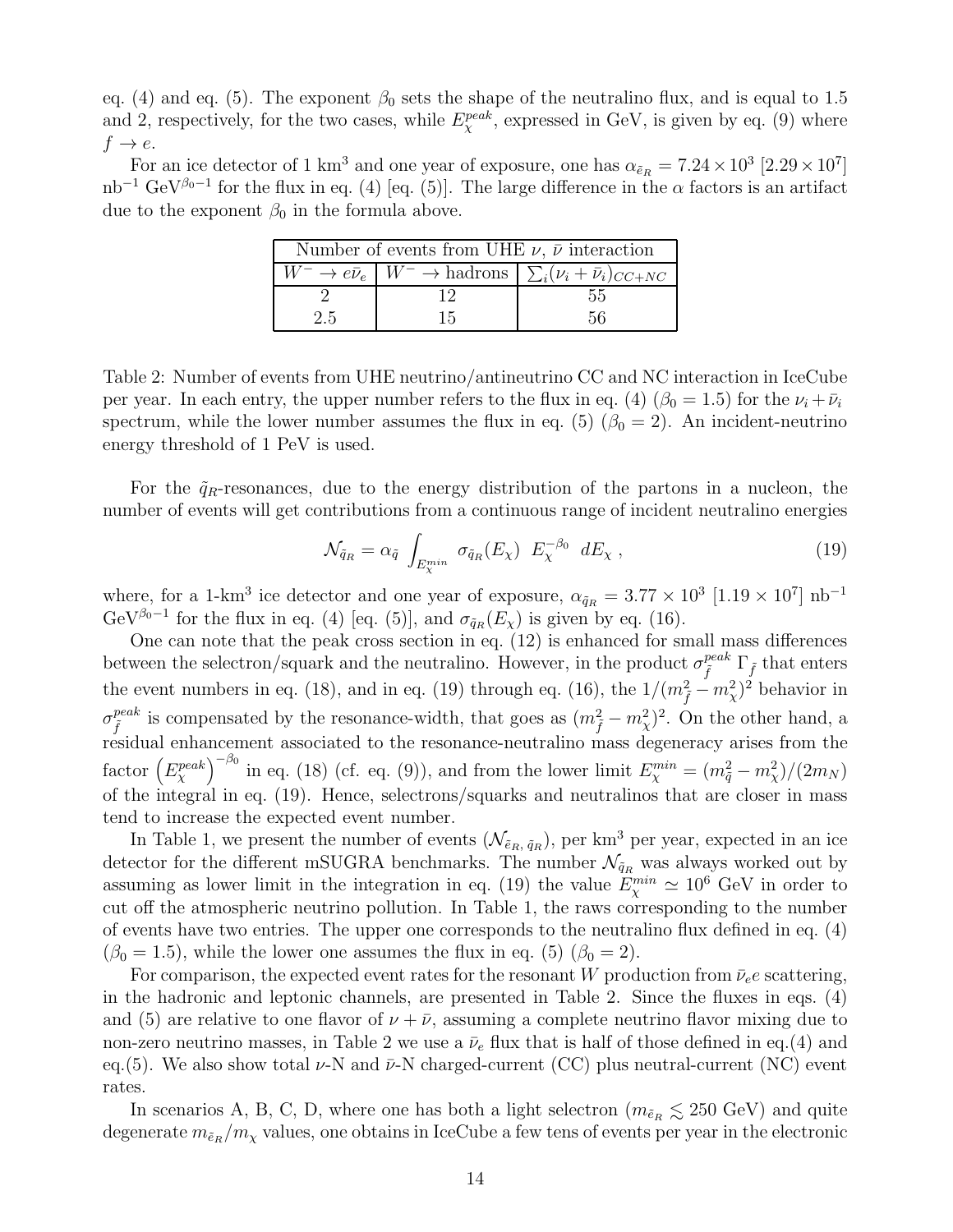eq. (4) and eq. (5). The exponent $\beta_0$ sets the shape of the neutralino flux, and is equal to 1.5 and 2, respectively, for the two cases, while $E_\chi^{peak}$, expressed in GeV, is given by eq. (9) where $f \to e$.

For an ice detector of 1 km$^3$ and one year of exposure, one has $\alpha_{\tilde{e}_R} = 7.24 \times 10^3$ $[2.29 \times 10^7]$ nb$^{-1}$ GeV$^{\beta_0 - 1}$ for the flux in eq. (4) [eq. (5)]. The large difference in the $\alpha$ factors is an artifact due to the exponent $\beta_0$ in the formula above.

| Number of events from UHE $\nu$, $\bar{\nu}$ interaction | | |
|---|---|---|
| $W^- \to e\bar{\nu}_e$ | $W^- \to$ hadrons | $\sum_i (\nu_i + \bar{\nu}_i)_{CC+NC}$ |
| 2 | 12 | 55 |
| 2.5 | 15 | 56 |

Table 2: Number of events from UHE neutrino/antineutrino CC and NC interaction in IceCube per year. In each entry, the upper number refers to the flux in eq. (4) ($\beta_0 = 1.5$) for the $\nu_i + \bar{\nu}_i$ spectrum, while the lower number assumes the flux in eq. (5) ($\beta_0 = 2$). An incident-neutrino energy threshold of 1 PeV is used.

For the $\tilde{q}_R$-resonances, due to the energy distribution of the partons in a nucleon, the number of events will get contributions from a continuous range of incident neutralino energies

$$\mathcal{N}_{\tilde{q}_R} = \alpha_{\tilde{q}} \int_{E_\chi^{min}} \sigma_{\tilde{q}_R}(E_\chi) \; E_\chi^{-\beta_0} \; dE_\chi \; , \tag{19}$$

where, for a 1-km$^3$ ice detector and one year of exposure, $\alpha_{\tilde{q}_R} = 3.77 \times 10^3$ $[1.19 \times 10^7]$ nb$^{-1}$ GeV$^{\beta_0 - 1}$ for the flux in eq. (4) [eq. (5)], and $\sigma_{\tilde{q}_R}(E_\chi)$ is given by eq. (16).

One can note that the peak cross section in eq. (12) is enhanced for small mass differences between the selectron/squark and the neutralino. However, in the product $\sigma_{\tilde{f}}^{peak} \, \Gamma_{\tilde{f}}$ that enters the event numbers in eq. (18), and in eq. (19) through eq. (16), the $1/(m_{\tilde{f}}^2 - m_\chi^2)^2$ behavior in $\sigma_{\tilde{f}}^{peak}$ is compensated by the resonance-width, that goes as $(m_{\tilde{f}}^2 - m_\chi^2)^2$. On the other hand, a residual enhancement associated to the resonance-neutralino mass degeneracy arises from the factor $\left(E_\chi^{peak}\right)^{-\beta_0}$ in eq. (18) (cf. eq. (9)), and from the lower limit $E_\chi^{min} = (m_{\tilde{q}}^2 - m_\chi^2)/(2m_N)$ of the integral in eq. (19). Hence, selectrons/squarks and neutralinos that are closer in mass tend to increase the expected event number.

In Table 1, we present the number of events ($\mathcal{N}_{\tilde{e}_R, \tilde{q}_R}$), per km$^3$ per year, expected in an ice detector for the different mSUGRA benchmarks. The number $\mathcal{N}_{\tilde{q}_R}$ was always worked out by assuming as lower limit in the integration in eq. (19) the value $E_\chi^{min} \simeq 10^6$ GeV in order to cut off the atmospheric neutrino pollution. In Table 1, the raws corresponding to the number of events have two entries. The upper one corresponds to the neutralino flux defined in eq. (4) ($\beta_0 = 1.5$), while the lower one assumes the flux in eq. (5) ($\beta_0 = 2$).

For comparison, the expected event rates for the resonant $W$ production from $\bar{\nu}_e e$ scattering, in the hadronic and leptonic channels, are presented in Table 2. Since the fluxes in eqs. (4) and (5) are relative to one flavor of $\nu + \bar{\nu}$, assuming a complete neutrino flavor mixing due to non-zero neutrino masses, in Table 2 we use a $\bar{\nu}_e$ flux that is half of those defined in eq.(4) and eq.(5). We also show total $\nu$-N and $\bar{\nu}$-N charged-current (CC) plus neutral-current (NC) event rates.

In scenarios A, B, C, D, where one has both a light selectron ($m_{\tilde{e}_R} \lesssim 250$ GeV) and quite degenerate $m_{\tilde{e}_R}/m_\chi$ values, one obtains in IceCube a few tens of events per year in the electronic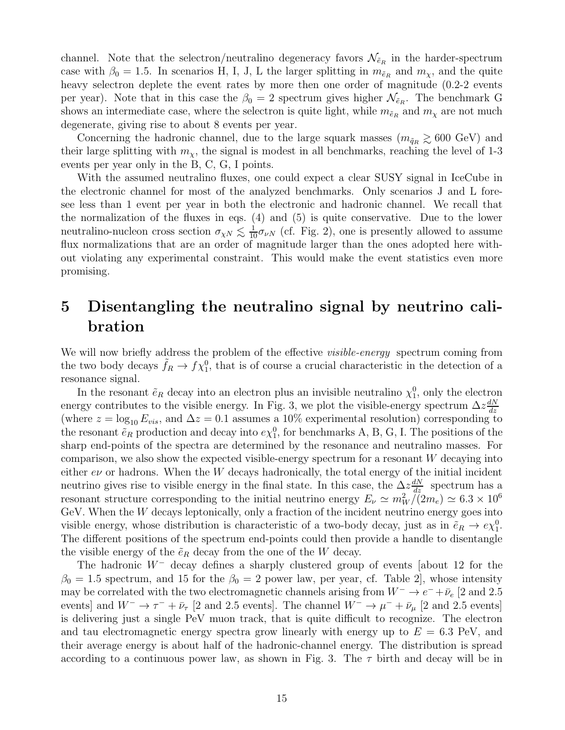channel. Note that the selectron/neutralino degeneracy favors $\mathcal{N}_{\tilde{e}_R}$ in the harder-spectrum case with $\beta_0 = 1.5$. In scenarios H, I, J, L the larger splitting in $m_{\tilde{e}_R}$ and $m_\chi$, and the quite heavy selectron deplete the event rates by more then one order of magnitude (0.2-2 events per year). Note that in this case the $\beta_0 = 2$ spectrum gives higher $\mathcal{N}_{\tilde{e}_R}$. The benchmark G shows an intermediate case, where the selectron is quite light, while $m_{\tilde{e}_R}$ and $m_\chi$ are not much degenerate, giving rise to about 8 events per year.

Concerning the hadronic channel, due to the large squark masses ($m_{\tilde{q}_R} \gtrsim 600$ GeV) and their large splitting with $m_\chi$, the signal is modest in all benchmarks, reaching the level of 1-3 events per year only in the B, C, G, I points.

With the assumed neutralino fluxes, one could expect a clear SUSY signal in IceCube in the electronic channel for most of the analyzed benchmarks. Only scenarios J and L foresee less than 1 event per year in both the electronic and hadronic channel. We recall that the normalization of the fluxes in eqs. (4) and (5) is quite conservative. Due to the lower neutralino-nucleon cross section $\sigma_{\chi N} \lesssim \frac{1}{10}\sigma_{\nu N}$ (cf. Fig. 2), one is presently allowed to assume flux normalizations that are an order of magnitude larger than the ones adopted here without violating any experimental constraint. This would make the event statistics even more promising.

# 5 Disentangling the neutralino signal by neutrino calibration

We will now briefly address the problem of the effective *visible-energy* spectrum coming from the two body decays $\tilde{f}_R \to f\chi_1^0$, that is of course a crucial characteristic in the detection of a resonance signal.

In the resonant $\tilde{e}_R$ decay into an electron plus an invisible neutralino $\chi_1^0$, only the electron energy contributes to the visible energy. In Fig. 3, we plot the visible-energy spectrum $\Delta z \frac{dN}{dz}$ (where $z = \log_{10} E_{vis}$, and $\Delta z = 0.1$ assumes a 10% experimental resolution) corresponding to the resonant $\tilde{e}_R$ production and decay into $e\chi_1^0$, for benchmarks A, B, G, I. The positions of the sharp end-points of the spectra are determined by the resonance and neutralino masses. For comparison, we also show the expected visible-energy spectrum for a resonant $W$ decaying into either $e\nu$ or hadrons. When the $W$ decays hadronically, the total energy of the initial incident neutrino gives rise to visible energy in the final state. In this case, the $\Delta z \frac{dN}{dz}$ spectrum has a resonant structure corresponding to the initial neutrino energy $E_\nu \simeq m_W^2/(2m_e) \simeq 6.3 \times 10^6$ GeV. When the $W$ decays leptonically, only a fraction of the incident neutrino energy goes into visible energy, whose distribution is characteristic of a two-body decay, just as in $\tilde{e}_R \to e\chi_1^0$. The different positions of the spectrum end-points could then provide a handle to disentangle the visible energy of the $\tilde{e}_R$ decay from the one of the $W$ decay.

The hadronic $W^-$ decay defines a sharply clustered group of events [about 12 for the $\beta_0 = 1.5$ spectrum, and 15 for the $\beta_0 = 2$ power law, per year, cf. Table 2], whose intensity may be correlated with the two electromagnetic channels arising from $W^- \to e^- + \bar{\nu}_e$ [2 and 2.5 events] and $W^- \to \tau^- + \bar{\nu}_\tau$ [2 and 2.5 events]. The channel $W^- \to \mu^- + \bar{\nu}_\mu$ [2 and 2.5 events] is delivering just a single PeV muon track, that is quite difficult to recognize. The electron and tau electromagnetic energy spectra grow linearly with energy up to $E = 6.3$ PeV, and their average energy is about half of the hadronic-channel energy. The distribution is spread according to a continuous power law, as shown in Fig. 3. The $\tau$ birth and decay will be in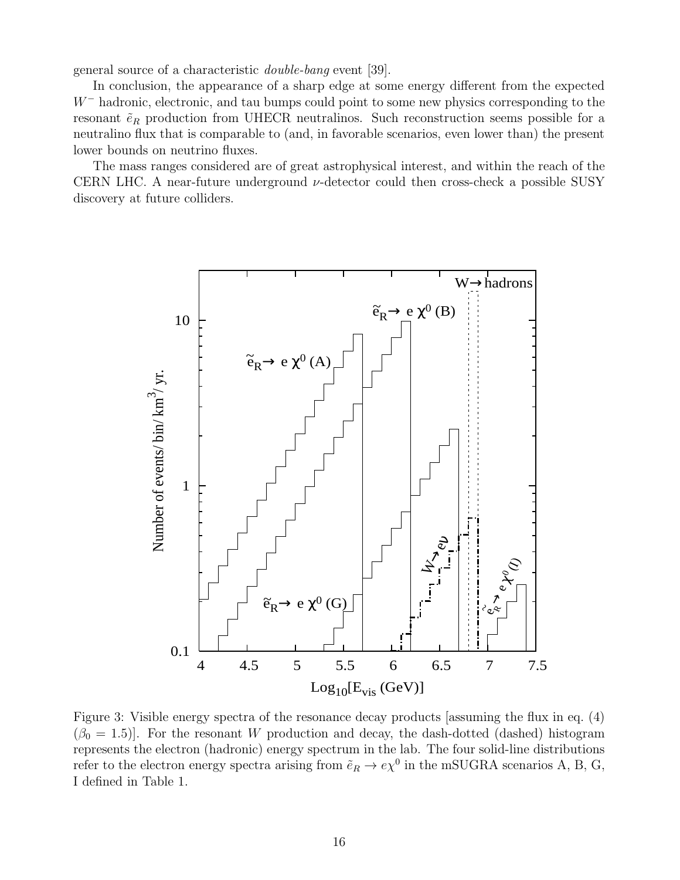general source of a characteristic *double-bang* event [39].

In conclusion, the appearance of a sharp edge at some energy different from the expected $W^-$ hadronic, electronic, and tau bumps could point to some new physics corresponding to the resonant $\tilde{e}_R$ production from UHECR neutralinos. Such reconstruction seems possible for a neutralino flux that is comparable to (and, in favorable scenarios, even lower than) the present lower bounds on neutrino fluxes.

The mass ranges considered are of great astrophysical interest, and within the reach of the CERN LHC. A near-future underground $\nu$-detector could then cross-check a possible SUSY discovery at future colliders.

Figure 3: Visible energy spectra of the resonance decay products [assuming the flux in eq. (4) ($\beta_0 = 1.5$)]. For the resonant $W$ production and decay, the dash-dotted (dashed) histogram represents the electron (hadronic) energy spectrum in the lab. The four solid-line distributions refer to the electron energy spectra arising from $\tilde{e}_R \to e\chi^0$ in the mSUGRA scenarios A, B, G, I defined in Table 1.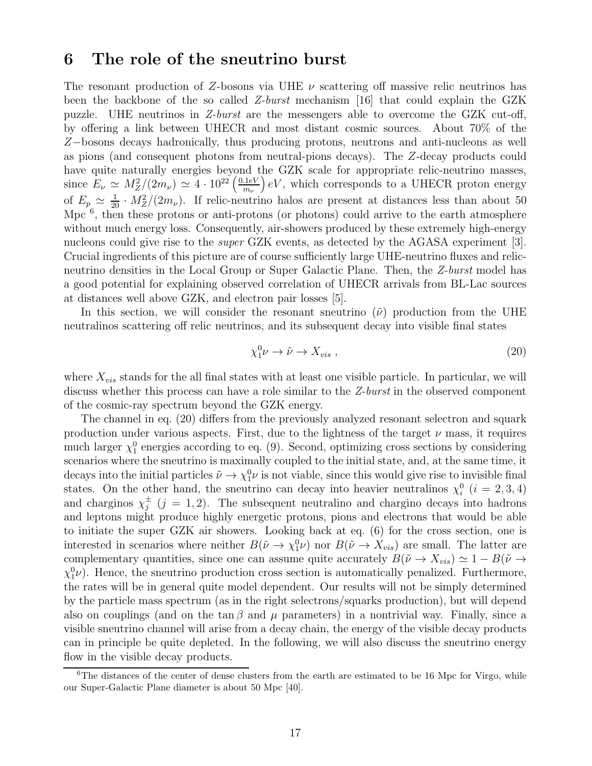## 6 The role of the sneutrino burst

The resonant production of $Z$-bosons via UHE $\nu$ scattering off massive relic neutrinos has been the backbone of the so called *Z-burst* mechanism [16] that could explain the GZK puzzle. UHE neutrinos in *Z-burst* are the messengers able to overcome the GZK cut-off, by offering a link between UHECR and most distant cosmic sources. About 70% of the $Z-$bosons decays hadronically, thus producing protons, neutrons and anti-nucleons as well as pions (and consequent photons from neutral-pions decays). The $Z$-decay products could have quite naturally energies beyond the GZK scale for appropriate relic-neutrino masses, since $E_\nu \simeq M_Z^2/(2m_\nu) \simeq 4 \cdot 10^{22} \left(\frac{0.1eV}{m_\nu}\right) eV$, which corresponds to a UHECR proton energy of $E_p \simeq \frac{1}{20} \cdot M_Z^2/(2m_\nu)$. If relic-neutrino halos are present at distances less than about 50 Mpc [6], then these protons or anti-protons (or photons) could arrive to the earth atmosphere without much energy loss. Consequently, air-showers produced by these extremely high-energy nucleons could give rise to the *super* GZK events, as detected by the AGASA experiment [3]. Crucial ingredients of this picture are of course sufficiently large UHE-neutrino fluxes and relic-neutrino densities in the Local Group or Super Galactic Plane. Then, the *Z-burst* model has a good potential for explaining observed correlation of UHECR arrivals from BL-Lac sources at distances well above GZK, and electron pair losses [5].

In this section, we will consider the resonant sneutrino ($\tilde{\nu}$) production from the UHE neutralinos scattering off relic neutrinos, and its subsequent decay into visible final states

$$\chi_1^0 \nu \to \tilde{\nu} \to X_{vis} \; , \tag{20}$$

where $X_{vis}$ stands for the all final states with at least one visible particle. In particular, we will discuss whether this process can have a role similar to the *Z-burst* in the observed component of the cosmic-ray spectrum beyond the GZK energy.

The channel in eq. (20) differs from the previously analyzed resonant selectron and squark production under various aspects. First, due to the lightness of the target $\nu$ mass, it requires much larger $\chi_1^0$ energies according to eq. (9). Second, optimizing cross sections by considering scenarios where the sneutrino is maximally coupled to the initial state, and, at the same time, it decays into the initial particles $\tilde{\nu} \to \chi_1^0 \nu$ is not viable, since this would give rise to invisible final states. On the other hand, the sneutrino can decay into heavier neutralinos $\chi_i^0$ $(i = 2, 3, 4)$ and charginos $\chi_j^\pm$ $(j = 1, 2)$. The subsequent neutralino and chargino decays into hadrons and leptons might produce highly energetic protons, pions and electrons that would be able to initiate the super GZK air showers. Looking back at eq. (6) for the cross section, one is interested in scenarios where neither $B(\tilde{\nu} \to \chi_1^0 \nu)$ nor $B(\tilde{\nu} \to X_{vis})$ are small. The latter are complementary quantities, since one can assume quite accurately $B(\tilde{\nu} \to X_{vis}) \simeq 1 - B(\tilde{\nu} \to \chi_1^0 \nu)$. Hence, the sneutrino production cross section is automatically penalized. Furthermore, the rates will be in general quite model dependent. Our results will not be simply determined by the particle mass spectrum (as in the right selectrons/squarks production), but will depend also on couplings (and on the $\tan\beta$ and $\mu$ parameters) in a nontrivial way. Finally, since a visible sneutrino channel will arise from a decay chain, the energy of the visible decay products can in principle be quite depleted. In the following, we will also discuss the sneutrino energy flow in the visible decay products.

[6] The distances of the center of dense clusters from the earth are estimated to be 16 Mpc for Virgo, while our Super-Galactic Plane diameter is about 50 Mpc [40].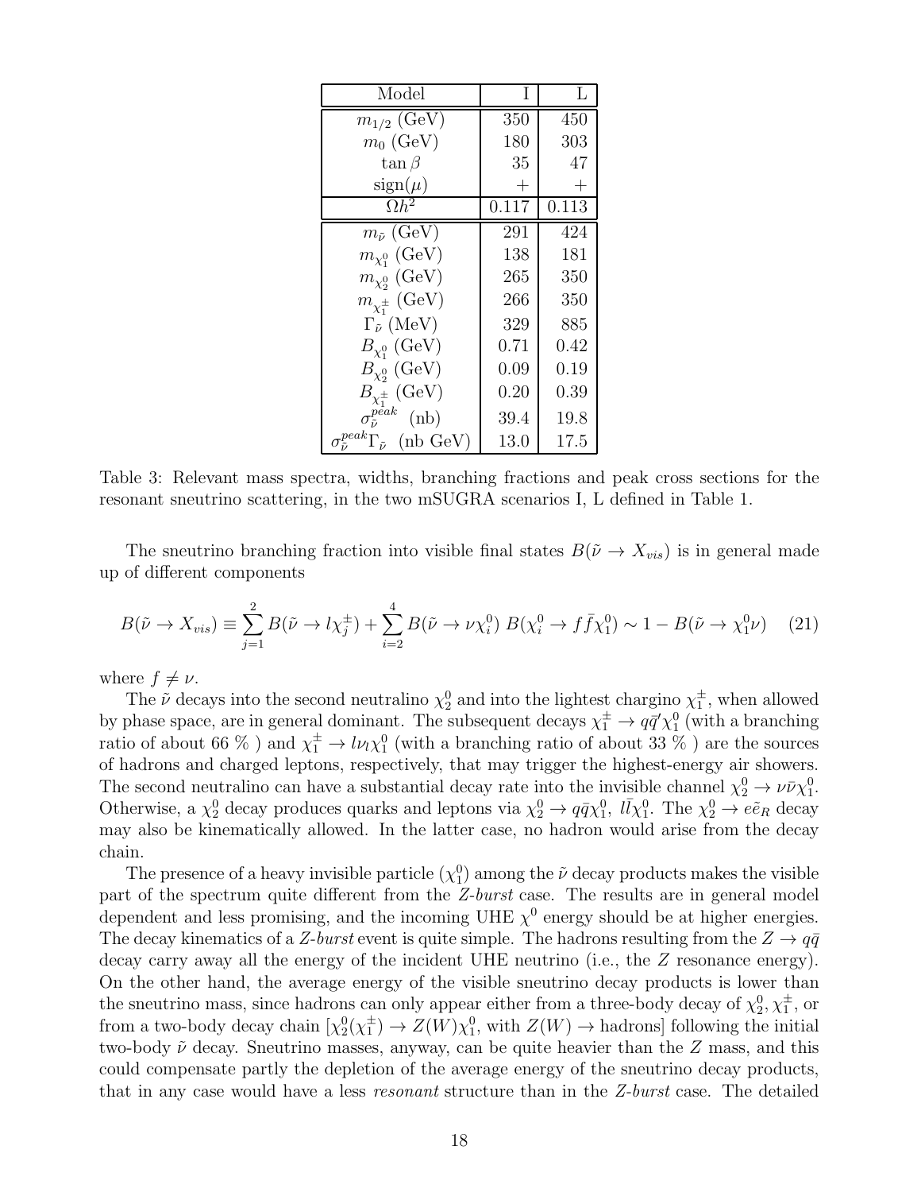| Model | I | L |
|---|---|---|
| $m_{1/2}$ (GeV) | 350 | 450 |
| $m_0$ (GeV) | 180 | 303 |
| $\tan\beta$ | 35 | 47 |
| sign($\mu$) | $+$ | $+$ |
| $\Omega h^2$ | 0.117 | 0.113 |
| $m_{\tilde{\nu}}$ (GeV) | 291 | 424 |
| $m_{\chi_1^0}$ (GeV) | 138 | 181 |
| $m_{\chi_2^0}$ (GeV) | 265 | 350 |
| $m_{\chi_1^\pm}$ (GeV) | 266 | 350 |
| $\Gamma_{\tilde{\nu}}$ (MeV) | 329 | 885 |
| $B_{\chi_1^0}$ (GeV) | 0.71 | 0.42 |
| $B_{\chi_2^0}$ (GeV) | 0.09 | 0.19 |
| $B_{\chi_1^\pm}$ (GeV) | 0.20 | 0.39 |
| $\sigma_{\tilde{\nu}}^{peak}$ (nb) | 39.4 | 19.8 |
| $\sigma_{\tilde{\nu}}^{peak}\Gamma_{\tilde{\nu}}$ (nb GeV) | 13.0 | 17.5 |

Table 3: Relevant mass spectra, widths, branching fractions and peak cross sections for the resonant sneutrino scattering, in the two mSUGRA scenarios I, L defined in Table 1.

The sneutrino branching fraction into visible final states $B(\tilde{\nu} \to X_{vis})$ is in general made up of different components

$$B(\tilde{\nu} \to X_{vis}) \equiv \sum_{j=1}^{2} B(\tilde{\nu} \to l\chi_j^\pm) + \sum_{i=2}^{4} B(\tilde{\nu} \to \nu\chi_i^0)\; B(\chi_i^0 \to f\bar{f}\chi_1^0) \sim 1 - B(\tilde{\nu} \to \chi_1^0\nu) \quad (21)$$

where $f \neq \nu$.

The $\tilde{\nu}$ decays into the second neutralino $\chi_2^0$ and into the lightest chargino $\chi_1^\pm$, when allowed by phase space, are in general dominant. The subsequent decays $\chi_1^\pm \to q\bar{q}'\chi_1^0$ (with a branching ratio of about 66 % ) and $\chi_1^\pm \to l\nu_l\chi_1^0$ (with a branching ratio of about 33 % ) are the sources of hadrons and charged leptons, respectively, that may trigger the highest-energy air showers. The second neutralino can have a substantial decay rate into the invisible channel $\chi_2^0 \to \nu\bar{\nu}\chi_1^0$. Otherwise, a $\chi_2^0$ decay produces quarks and leptons via $\chi_2^0 \to q\bar{q}\chi_1^0$, $l\bar{l}\chi_1^0$. The $\chi_2^0 \to e\tilde{e}_R$ decay may also be kinematically allowed. In the latter case, no hadron would arise from the decay chain.

The presence of a heavy invisible particle ($\chi_1^0$) among the $\tilde{\nu}$ decay products makes the visible part of the spectrum quite different from the *Z-burst* case. The results are in general model dependent and less promising, and the incoming UHE $\chi^0$ energy should be at higher energies. The decay kinematics of a *Z-burst* event is quite simple. The hadrons resulting from the $Z \to q\bar{q}$ decay carry away all the energy of the incident UHE neutrino (i.e., the $Z$ resonance energy). On the other hand, the average energy of the visible sneutrino decay products is lower than the sneutrino mass, since hadrons can only appear either from a three-body decay of $\chi_2^0, \chi_1^\pm$, or from a two-body decay chain [$\chi_2^0(\chi_1^\pm) \to Z(W)\chi_1^0$, with $Z(W) \to$ hadrons] following the initial two-body $\tilde{\nu}$ decay. Sneutrino masses, anyway, can be quite heavier than the $Z$ mass, and this could compensate partly the depletion of the average energy of the sneutrino decay products, that in any case would have a less *resonant* structure than in the *Z-burst* case. The detailed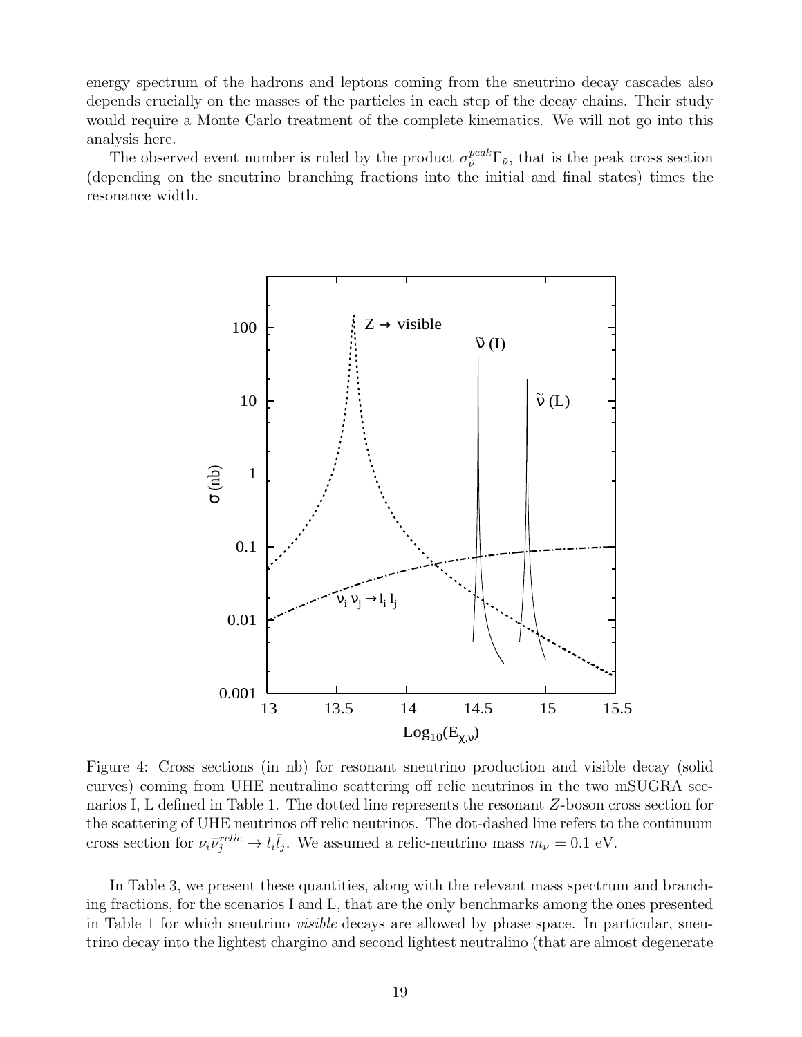energy spectrum of the hadrons and leptons coming from the sneutrino decay cascades also depends crucially on the masses of the particles in each step of the decay chains. Their study would require a Monte Carlo treatment of the complete kinematics. We will not go into this analysis here.

The observed event number is ruled by the product $\sigma_{\tilde{\nu}}^{peak}\Gamma_{\tilde{\nu}}$, that is the peak cross section (depending on the sneutrino branching fractions into the initial and final states) times the resonance width.

Figure 4: Cross sections (in nb) for resonant sneutrino production and visible decay (solid curves) coming from UHE neutralino scattering off relic neutrinos in the two mSUGRA scenarios I, L defined in Table 1. The dotted line represents the resonant $Z$-boson cross section for the scattering of UHE neutrinos off relic neutrinos. The dot-dashed line refers to the continuum cross section for $\nu_i\bar{\nu}_j^{relic} \to l_i\bar{l}_j$. We assumed a relic-neutrino mass $m_\nu = 0.1$ eV.

In Table 3, we present these quantities, along with the relevant mass spectrum and branching fractions, for the scenarios I and L, that are the only benchmarks among the ones presented in Table 1 for which sneutrino *visible* decays are allowed by phase space. In particular, sneutrino decay into the lightest chargino and second lightest neutralino (that are almost degenerate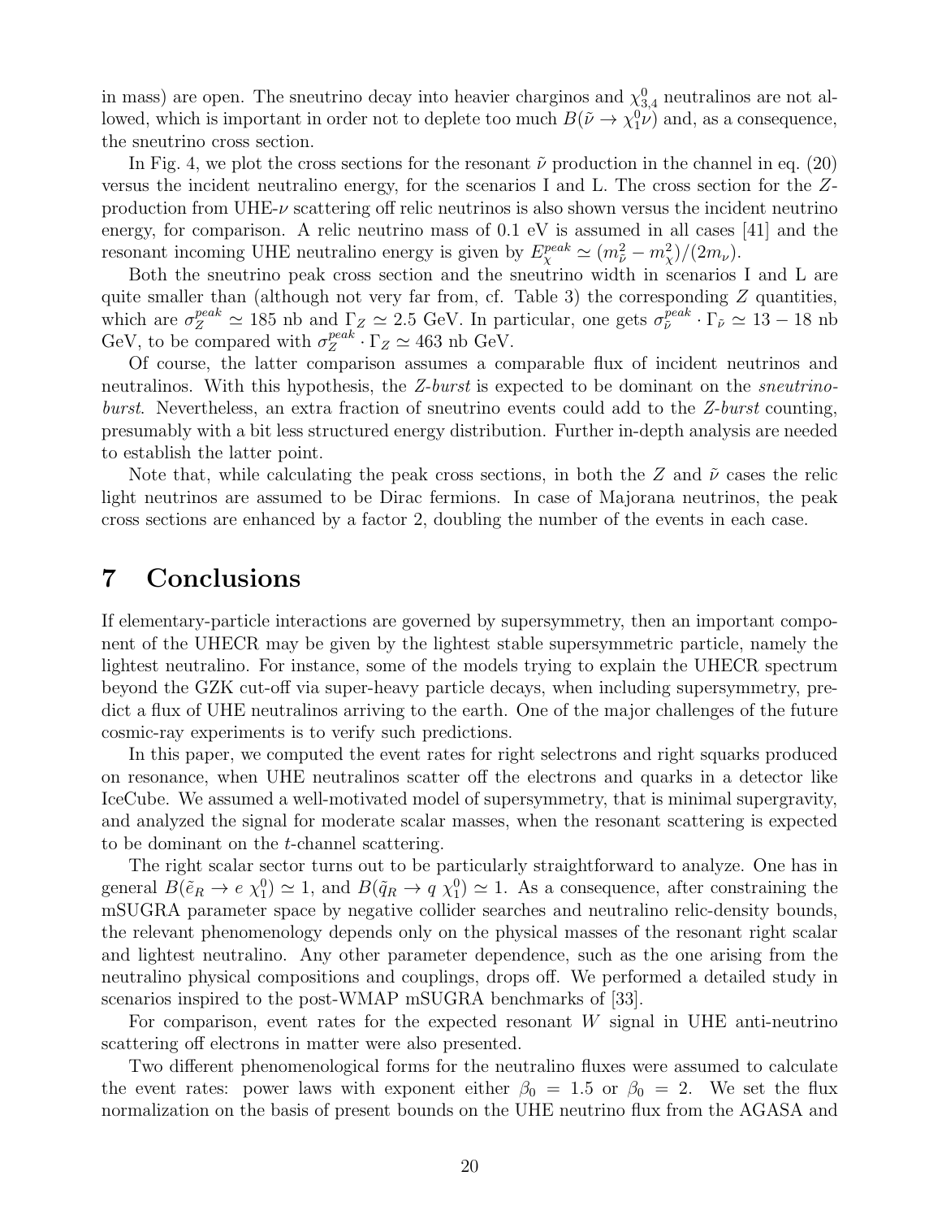in mass) are open. The sneutrino decay into heavier charginos and $\chi^0_{3,4}$ neutralinos are not allowed, which is important in order not to deplete too much $B(\tilde{\nu} \to \chi^0_1 \nu)$ and, as a consequence, the sneutrino cross section.

In Fig. 4, we plot the cross sections for the resonant $\tilde{\nu}$ production in the channel in eq. (20) versus the incident neutralino energy, for the scenarios I and L. The cross section for the $Z$-production from UHE-$\nu$ scattering off relic neutrinos is also shown versus the incident neutrino energy, for comparison. A relic neutrino mass of 0.1 eV is assumed in all cases [41] and the resonant incoming UHE neutralino energy is given by $E^{peak}_{\chi} \simeq (m^2_{\tilde{\nu}} - m^2_{\chi})/(2m_\nu)$.

Both the sneutrino peak cross section and the sneutrino width in scenarios I and L are quite smaller than (although not very far from, cf. Table 3) the corresponding $Z$ quantities, which are $\sigma^{peak}_Z \simeq 185$ nb and $\Gamma_Z \simeq 2.5$ GeV. In particular, one gets $\sigma^{peak}_{\tilde{\nu}} \cdot \Gamma_{\tilde{\nu}} \simeq 13 - 18$ nb GeV, to be compared with $\sigma^{peak}_Z \cdot \Gamma_Z \simeq 463$ nb GeV.

Of course, the latter comparison assumes a comparable flux of incident neutrinos and neutralinos. With this hypothesis, the *Z-burst* is expected to be dominant on the *sneutrino-burst*. Nevertheless, an extra fraction of sneutrino events could add to the *Z-burst* counting, presumably with a bit less structured energy distribution. Further in-depth analysis are needed to establish the latter point.

Note that, while calculating the peak cross sections, in both the $Z$ and $\tilde{\nu}$ cases the relic light neutrinos are assumed to be Dirac fermions. In case of Majorana neutrinos, the peak cross sections are enhanced by a factor 2, doubling the number of the events in each case.

# 7 Conclusions

If elementary-particle interactions are governed by supersymmetry, then an important component of the UHECR may be given by the lightest stable supersymmetric particle, namely the lightest neutralino. For instance, some of the models trying to explain the UHECR spectrum beyond the GZK cut-off via super-heavy particle decays, when including supersymmetry, predict a flux of UHE neutralinos arriving to the earth. One of the major challenges of the future cosmic-ray experiments is to verify such predictions.

In this paper, we computed the event rates for right selectrons and right squarks produced on resonance, when UHE neutralinos scatter off the electrons and quarks in a detector like IceCube. We assumed a well-motivated model of supersymmetry, that is minimal supergravity, and analyzed the signal for moderate scalar masses, when the resonant scattering is expected to be dominant on the $t$-channel scattering.

The right scalar sector turns out to be particularly straightforward to analyze. One has in general $B(\tilde{e}_R \to e\ \chi^0_1) \simeq 1$, and $B(\tilde{q}_R \to q\ \chi^0_1) \simeq 1$. As a consequence, after constraining the mSUGRA parameter space by negative collider searches and neutralino relic-density bounds, the relevant phenomenology depends only on the physical masses of the resonant right scalar and lightest neutralino. Any other parameter dependence, such as the one arising from the neutralino physical compositions and couplings, drops off. We performed a detailed study in scenarios inspired to the post-WMAP mSUGRA benchmarks of [33].

For comparison, event rates for the expected resonant $W$ signal in UHE anti-neutrino scattering off electrons in matter were also presented.

Two different phenomenological forms for the neutralino fluxes were assumed to calculate the event rates: power laws with exponent either $\beta_0 = 1.5$ or $\beta_0 = 2$. We set the flux normalization on the basis of present bounds on the UHE neutrino flux from the AGASA and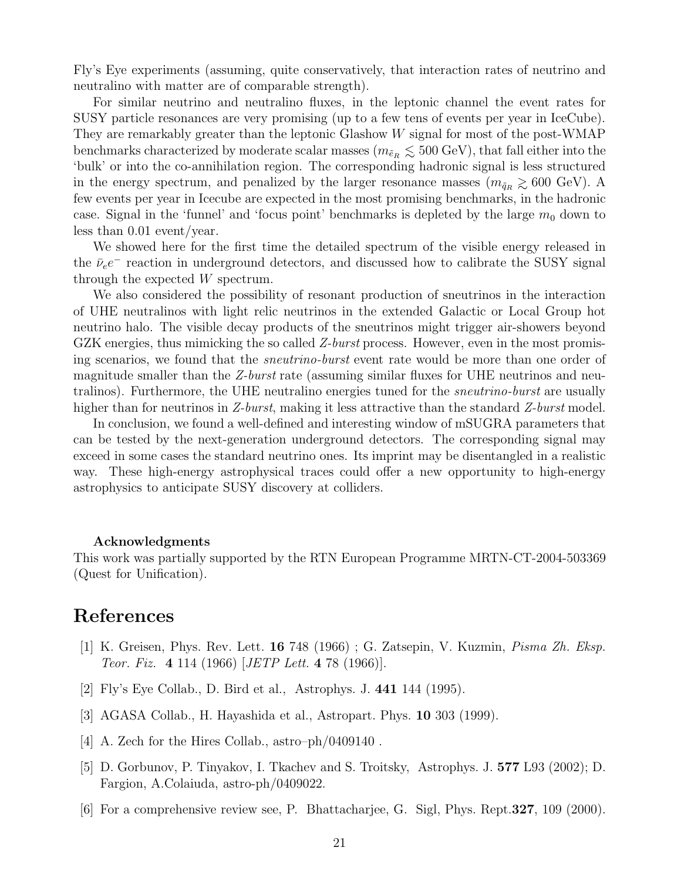Fly's Eye experiments (assuming, quite conservatively, that interaction rates of neutrino and neutralino with matter are of comparable strength).

For similar neutrino and neutralino fluxes, in the leptonic channel the event rates for SUSY particle resonances are very promising (up to a few tens of events per year in IceCube). They are remarkably greater than the leptonic Glashow $W$ signal for most of the post-WMAP benchmarks characterized by moderate scalar masses ($m_{\tilde{e}_R} \lesssim 500$ GeV), that fall either into the 'bulk' or into the co-annihilation region. The corresponding hadronic signal is less structured in the energy spectrum, and penalized by the larger resonance masses ($m_{\tilde{q}_R} \gtrsim 600$ GeV). A few events per year in Icecube are expected in the most promising benchmarks, in the hadronic case. Signal in the 'funnel' and 'focus point' benchmarks is depleted by the large $m_0$ down to less than 0.01 event/year.

We showed here for the first time the detailed spectrum of the visible energy released in the $\bar{\nu}_e e^-$ reaction in underground detectors, and discussed how to calibrate the SUSY signal through the expected $W$ spectrum.

We also considered the possibility of resonant production of sneutrinos in the interaction of UHE neutralinos with light relic neutrinos in the extended Galactic or Local Group hot neutrino halo. The visible decay products of the sneutrinos might trigger air-showers beyond GZK energies, thus mimicking the so called *Z-burst* process. However, even in the most promising scenarios, we found that the *sneutrino-burst* event rate would be more than one order of magnitude smaller than the *Z-burst* rate (assuming similar fluxes for UHE neutrinos and neutralinos). Furthermore, the UHE neutralino energies tuned for the *sneutrino-burst* are usually higher than for neutrinos in *Z-burst*, making it less attractive than the standard *Z-burst* model.

In conclusion, we found a well-defined and interesting window of mSUGRA parameters that can be tested by the next-generation underground detectors. The corresponding signal may exceed in some cases the standard neutrino ones. Its imprint may be disentangled in a realistic way. These high-energy astrophysical traces could offer a new opportunity to high-energy astrophysics to anticipate SUSY discovery at colliders.

**Acknowledgments**

This work was partially supported by the RTN European Programme MRTN-CT-2004-503369 (Quest for Unification).

# References

[1] K. Greisen, Phys. Rev. Lett. **16** 748 (1966) ; G. Zatsepin, V. Kuzmin, *Pisma Zh. Eksp. Teor. Fiz.* **4** 114 (1966) [*JETP Lett.* **4** 78 (1966)].

[2] Fly's Eye Collab., D. Bird et al., Astrophys. J. **441** 144 (1995).

[3] AGASA Collab., H. Hayashida et al., Astropart. Phys. **10** 303 (1999).

[4] A. Zech for the Hires Collab., astro–ph/0409140 .

[5] D. Gorbunov, P. Tinyakov, I. Tkachev and S. Troitsky, Astrophys. J. **577** L93 (2002); D. Fargion, A.Colaiuda, astro-ph/0409022.

[6] For a comprehensive review see, P. Bhattacharjee, G. Sigl, Phys. Rept.**327**, 109 (2000).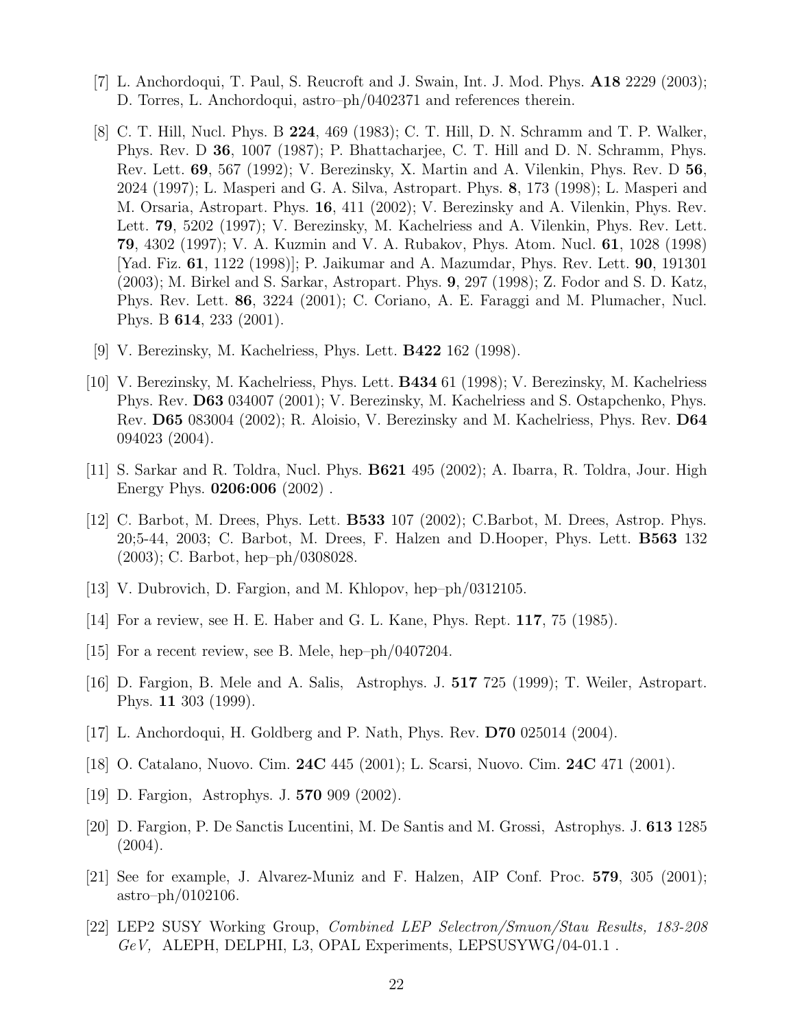[7] L. Anchordoqui, T. Paul, S. Reucroft and J. Swain, Int. J. Mod. Phys. **A18** 2229 (2003); D. Torres, L. Anchordoqui, astro–ph/0402371 and references therein.

[8] C. T. Hill, Nucl. Phys. B **224**, 469 (1983); C. T. Hill, D. N. Schramm and T. P. Walker, Phys. Rev. D **36**, 1007 (1987); P. Bhattacharjee, C. T. Hill and D. N. Schramm, Phys. Rev. Lett. **69**, 567 (1992); V. Berezinsky, X. Martin and A. Vilenkin, Phys. Rev. D **56**, 2024 (1997); L. Masperi and G. A. Silva, Astropart. Phys. **8**, 173 (1998); L. Masperi and M. Orsaria, Astropart. Phys. **16**, 411 (2002); V. Berezinsky and A. Vilenkin, Phys. Rev. Lett. **79**, 5202 (1997); V. Berezinsky, M. Kachelriess and A. Vilenkin, Phys. Rev. Lett. **79**, 4302 (1997); V. A. Kuzmin and V. A. Rubakov, Phys. Atom. Nucl. **61**, 1028 (1998) [Yad. Fiz. **61**, 1122 (1998)]; P. Jaikumar and A. Mazumdar, Phys. Rev. Lett. **90**, 191301 (2003); M. Birkel and S. Sarkar, Astropart. Phys. **9**, 297 (1998); Z. Fodor and S. D. Katz, Phys. Rev. Lett. **86**, 3224 (2001); C. Coriano, A. E. Faraggi and M. Plumacher, Nucl. Phys. B **614**, 233 (2001).

[9] V. Berezinsky, M. Kachelriess, Phys. Lett. **B422** 162 (1998).

[10] V. Berezinsky, M. Kachelriess, Phys. Lett. **B434** 61 (1998); V. Berezinsky, M. Kachelriess Phys. Rev. **D63** 034007 (2001); V. Berezinsky, M. Kachelriess and S. Ostapchenko, Phys. Rev. **D65** 083004 (2002); R. Aloisio, V. Berezinsky and M. Kachelriess, Phys. Rev. **D64** 094023 (2004).

[11] S. Sarkar and R. Toldra, Nucl. Phys. **B621** 495 (2002); A. Ibarra, R. Toldra, Jour. High Energy Phys. **0206:006** (2002) .

[12] C. Barbot, M. Drees, Phys. Lett. **B533** 107 (2002); C.Barbot, M. Drees, Astrop. Phys. 20;5-44, 2003; C. Barbot, M. Drees, F. Halzen and D.Hooper, Phys. Lett. **B563** 132 (2003); C. Barbot, hep–ph/0308028.

[13] V. Dubrovich, D. Fargion, and M. Khlopov, hep–ph/0312105.

[14] For a review, see H. E. Haber and G. L. Kane, Phys. Rept. **117**, 75 (1985).

[15] For a recent review, see B. Mele, hep–ph/0407204.

[16] D. Fargion, B. Mele and A. Salis, Astrophys. J. **517** 725 (1999); T. Weiler, Astropart. Phys. **11** 303 (1999).

[17] L. Anchordoqui, H. Goldberg and P. Nath, Phys. Rev. **D70** 025014 (2004).

[18] O. Catalano, Nuovo. Cim. **24C** 445 (2001); L. Scarsi, Nuovo. Cim. **24C** 471 (2001).

[19] D. Fargion, Astrophys. J. **570** 909 (2002).

[20] D. Fargion, P. De Sanctis Lucentini, M. De Santis and M. Grossi, Astrophys. J. **613** 1285 (2004).

[21] See for example, J. Alvarez-Muniz and F. Halzen, AIP Conf. Proc. **579**, 305 (2001); astro–ph/0102106.

[22] LEP2 SUSY Working Group, *Combined LEP Selectron/Smuon/Stau Results, 183-208 GeV,* ALEPH, DELPHI, L3, OPAL Experiments, LEPSUSYWG/04-01.1 .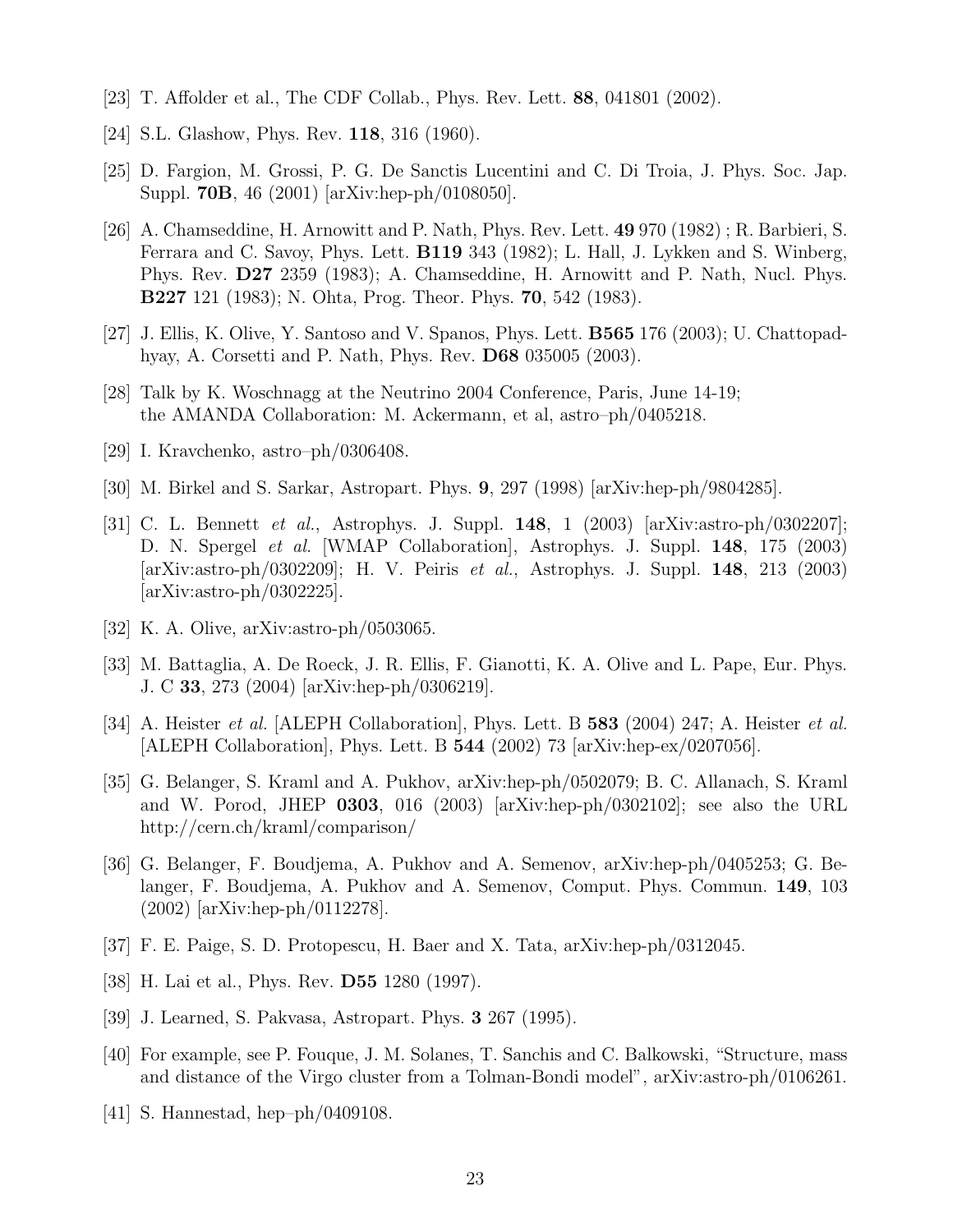[23] T. Affolder et al., The CDF Collab., Phys. Rev. Lett. **88**, 041801 (2002).

[24] S.L. Glashow, Phys. Rev. **118**, 316 (1960).

[25] D. Fargion, M. Grossi, P. G. De Sanctis Lucentini and C. Di Troia, J. Phys. Soc. Jap. Suppl. **70B**, 46 (2001) [arXiv:hep-ph/0108050].

[26] A. Chamseddine, H. Arnowitt and P. Nath, Phys. Rev. Lett. **49** 970 (1982) ; R. Barbieri, S. Ferrara and C. Savoy, Phys. Lett. **B119** 343 (1982); L. Hall, J. Lykken and S. Winberg, Phys. Rev. **D27** 2359 (1983); A. Chamseddine, H. Arnowitt and P. Nath, Nucl. Phys. **B227** 121 (1983); N. Ohta, Prog. Theor. Phys. **70**, 542 (1983).

[27] J. Ellis, K. Olive, Y. Santoso and V. Spanos, Phys. Lett. **B565** 176 (2003); U. Chattopadhyay, A. Corsetti and P. Nath, Phys. Rev. **D68** 035005 (2003).

[28] Talk by K. Woschnagg at the Neutrino 2004 Conference, Paris, June 14-19; the AMANDA Collaboration: M. Ackermann, et al, astro–ph/0405218.

[29] I. Kravchenko, astro–ph/0306408.

[30] M. Birkel and S. Sarkar, Astropart. Phys. **9**, 297 (1998) [arXiv:hep-ph/9804285].

[31] C. L. Bennett *et al.*, Astrophys. J. Suppl. **148**, 1 (2003) [arXiv:astro-ph/0302207]; D. N. Spergel *et al.* [WMAP Collaboration], Astrophys. J. Suppl. **148**, 175 (2003) [arXiv:astro-ph/0302209]; H. V. Peiris *et al.*, Astrophys. J. Suppl. **148**, 213 (2003) [arXiv:astro-ph/0302225].

[32] K. A. Olive, arXiv:astro-ph/0503065.

[33] M. Battaglia, A. De Roeck, J. R. Ellis, F. Gianotti, K. A. Olive and L. Pape, Eur. Phys. J. C **33**, 273 (2004) [arXiv:hep-ph/0306219].

[34] A. Heister *et al.* [ALEPH Collaboration], Phys. Lett. B **583** (2004) 247; A. Heister *et al.* [ALEPH Collaboration], Phys. Lett. B **544** (2002) 73 [arXiv:hep-ex/0207056].

[35] G. Belanger, S. Kraml and A. Pukhov, arXiv:hep-ph/0502079; B. C. Allanach, S. Kraml and W. Porod, JHEP **0303**, 016 (2003) [arXiv:hep-ph/0302102]; see also the URL http://cern.ch/kraml/comparison/

[36] G. Belanger, F. Boudjema, A. Pukhov and A. Semenov, arXiv:hep-ph/0405253; G. Belanger, F. Boudjema, A. Pukhov and A. Semenov, Comput. Phys. Commun. **149**, 103 (2002) [arXiv:hep-ph/0112278].

[37] F. E. Paige, S. D. Protopescu, H. Baer and X. Tata, arXiv:hep-ph/0312045.

[38] H. Lai et al., Phys. Rev. **D55** 1280 (1997).

[39] J. Learned, S. Pakvasa, Astropart. Phys. **3** 267 (1995).

[40] For example, see P. Fouque, J. M. Solanes, T. Sanchis and C. Balkowski, "Structure, mass and distance of the Virgo cluster from a Tolman-Bondi model", arXiv:astro-ph/0106261.

[41] S. Hannestad, hep–ph/0409108.